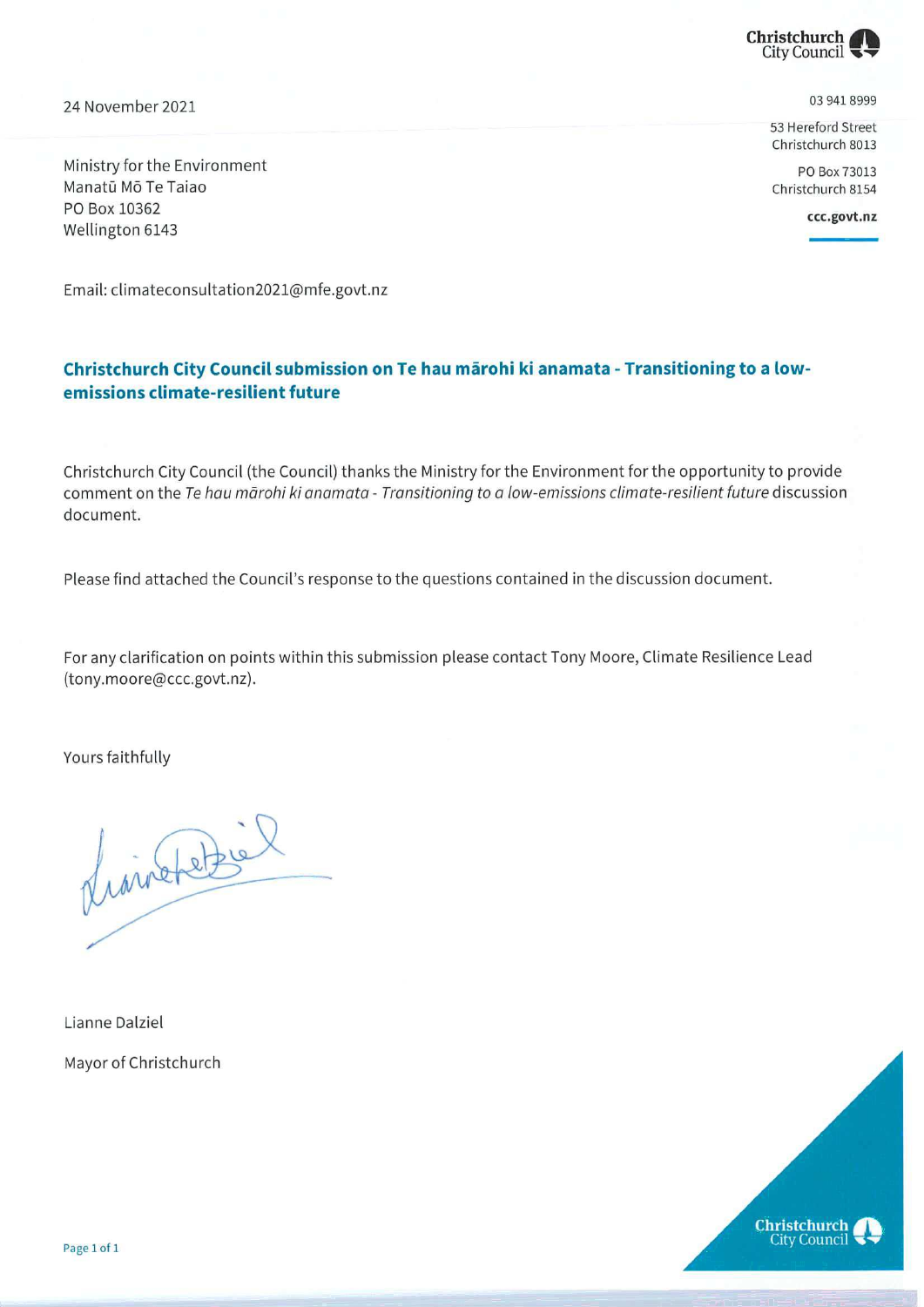Christchurch City Council

24 November 2021

03 941 8999

53 Hereford Street
Christchurch 8013

PO Box 73013
Christchurch 8154

ccc.govt.nz

Ministry for the Environment
Manatū Mō Te Taiao
PO Box 10362
Wellington 6143

Email: climateconsultation2021@mfe.govt.nz

## Christchurch City Council submission on Te hau mārohi ki anamata - Transitioning to a low-emissions climate-resilient future

Christchurch City Council (the Council) thanks the Ministry for the Environment for the opportunity to provide comment on the *Te hau mārohi ki anamata - Transitioning to a low-emissions climate-resilient future* discussion document.

Please find attached the Council's response to the questions contained in the discussion document.

For any clarification on points within this submission please contact Tony Moore, Climate Resilience Lead (tony.moore@ccc.govt.nz).

Yours faithfully

Lianne Dalziel

Mayor of Christchurch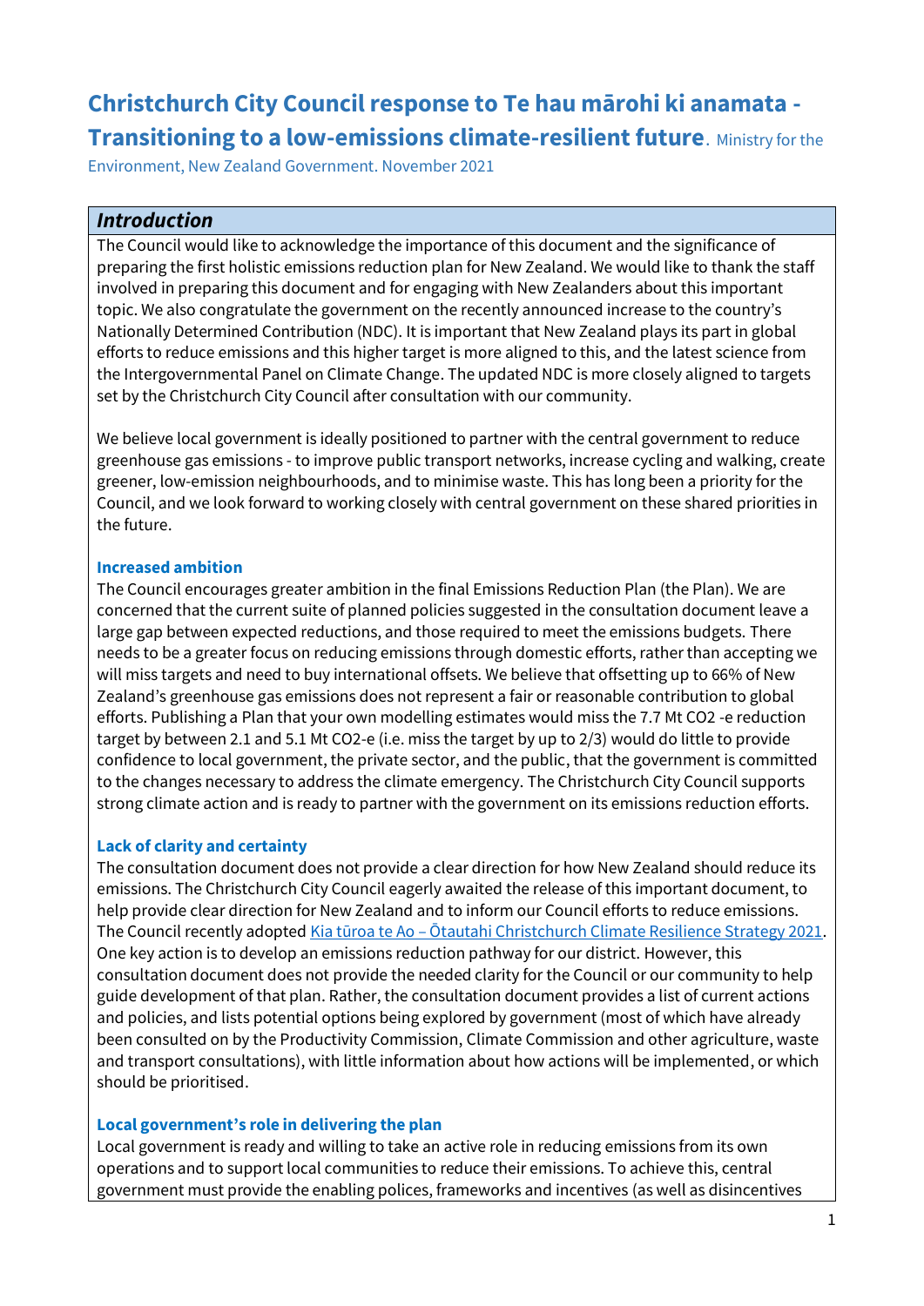# Christchurch City Council response to Te hau mārohi ki anamata - Transitioning to a low-emissions climate-resilient future. 

Ministry for the Environment, New Zealand Government. November 2021

## *Introduction*

The Council would like to acknowledge the importance of this document and the significance of preparing the first holistic emissions reduction plan for New Zealand. We would like to thank the staff involved in preparing this document and for engaging with New Zealanders about this important topic. We also congratulate the government on the recently announced increase to the country's Nationally Determined Contribution (NDC). It is important that New Zealand plays its part in global efforts to reduce emissions and this higher target is more aligned to this, and the latest science from the Intergovernmental Panel on Climate Change. The updated NDC is more closely aligned to targets set by the Christchurch City Council after consultation with our community.

We believe local government is ideally positioned to partner with the central government to reduce greenhouse gas emissions - to improve public transport networks, increase cycling and walking, create greener, low-emission neighbourhoods, and to minimise waste. This has long been a priority for the Council, and we look forward to working closely with central government on these shared priorities in the future.

### Increased ambition

The Council encourages greater ambition in the final Emissions Reduction Plan (the Plan). We are concerned that the current suite of planned policies suggested in the consultation document leave a large gap between expected reductions, and those required to meet the emissions budgets. There needs to be a greater focus on reducing emissions through domestic efforts, rather than accepting we will miss targets and need to buy international offsets. We believe that offsetting up to 66% of New Zealand's greenhouse gas emissions does not represent a fair or reasonable contribution to global efforts. Publishing a Plan that your own modelling estimates would miss the 7.7 Mt CO2 -e reduction target by between 2.1 and 5.1 Mt CO2-e (i.e. miss the target by up to 2/3) would do little to provide confidence to local government, the private sector, and the public, that the government is committed to the changes necessary to address the climate emergency. The Christchurch City Council supports strong climate action and is ready to partner with the government on its emissions reduction efforts.

### Lack of clarity and certainty

The consultation document does not provide a clear direction for how New Zealand should reduce its emissions. The Christchurch City Council eagerly awaited the release of this important document, to help provide clear direction for New Zealand and to inform our Council efforts to reduce emissions. The Council recently adopted Kia tūroa te Ao – Ōtautahi Christchurch Climate Resilience Strategy 2021. One key action is to develop an emissions reduction pathway for our district. However, this consultation document does not provide the needed clarity for the Council or our community to help guide development of that plan. Rather, the consultation document provides a list of current actions and policies, and lists potential options being explored by government (most of which have already been consulted on by the Productivity Commission, Climate Commission and other agriculture, waste and transport consultations), with little information about how actions will be implemented, or which should be prioritised.

### Local government's role in delivering the plan

Local government is ready and willing to take an active role in reducing emissions from its own operations and to support local communities to reduce their emissions. To achieve this, central government must provide the enabling polices, frameworks and incentives (as well as disincentives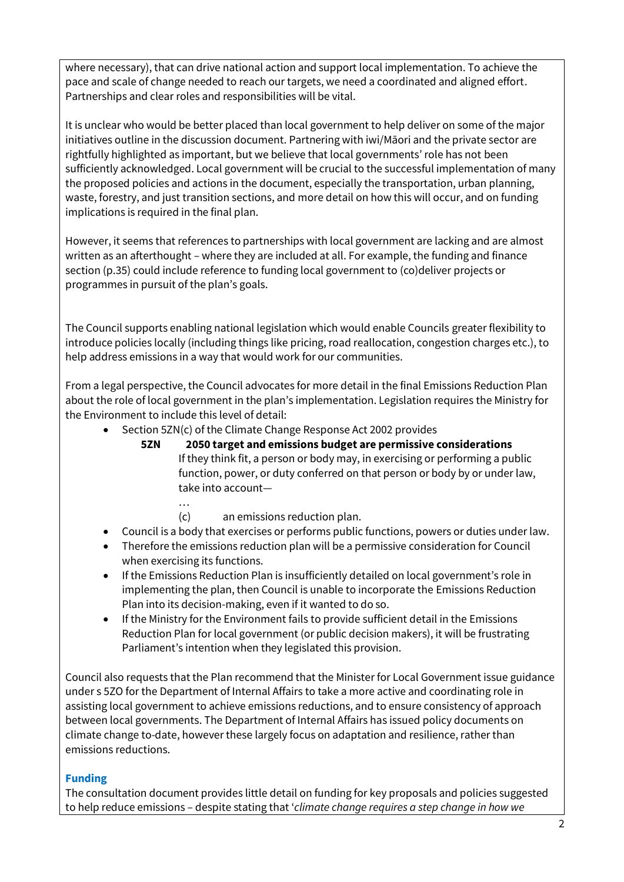where necessary), that can drive national action and support local implementation. To achieve the pace and scale of change needed to reach our targets, we need a coordinated and aligned effort. Partnerships and clear roles and responsibilities will be vital.

It is unclear who would be better placed than local government to help deliver on some of the major initiatives outline in the discussion document. Partnering with iwi/Māori and the private sector are rightfully highlighted as important, but we believe that local governments' role has not been sufficiently acknowledged. Local government will be crucial to the successful implementation of many the proposed policies and actions in the document, especially the transportation, urban planning, waste, forestry, and just transition sections, and more detail on how this will occur, and on funding implications is required in the final plan.

However, it seems that references to partnerships with local government are lacking and are almost written as an afterthought – where they are included at all. For example, the funding and finance section (p.35) could include reference to funding local government to (co)deliver projects or programmes in pursuit of the plan's goals.

The Council supports enabling national legislation which would enable Councils greater flexibility to introduce policies locally (including things like pricing, road reallocation, congestion charges etc.), to help address emissions in a way that would work for our communities.

From a legal perspective, the Council advocates for more detail in the final Emissions Reduction Plan about the role of local government in the plan's implementation. Legislation requires the Ministry for the Environment to include this level of detail:

- Section 5ZN(c) of the Climate Change Response Act 2002 provides

  **5ZN 2050 target and emissions budget are permissive considerations**

  If they think fit, a person or body may, in exercising or performing a public function, power, or duty conferred on that person or body by or under law, take into account—

  …

  (c) an emissions reduction plan.

- Council is a body that exercises or performs public functions, powers or duties under law.
- Therefore the emissions reduction plan will be a permissive consideration for Council when exercising its functions.
- If the Emissions Reduction Plan is insufficiently detailed on local government's role in implementing the plan, then Council is unable to incorporate the Emissions Reduction Plan into its decision-making, even if it wanted to do so.
- If the Ministry for the Environment fails to provide sufficient detail in the Emissions Reduction Plan for local government (or public decision makers), it will be frustrating Parliament's intention when they legislated this provision.

Council also requests that the Plan recommend that the Minister for Local Government issue guidance under s 5ZO for the Department of Internal Affairs to take a more active and coordinating role in assisting local government to achieve emissions reductions, and to ensure consistency of approach between local governments. The Department of Internal Affairs has issued policy documents on climate change to-date, however these largely focus on adaptation and resilience, rather than emissions reductions.

### Funding

The consultation document provides little detail on funding for key proposals and policies suggested to help reduce emissions – despite stating that '*climate change requires a step change in how we*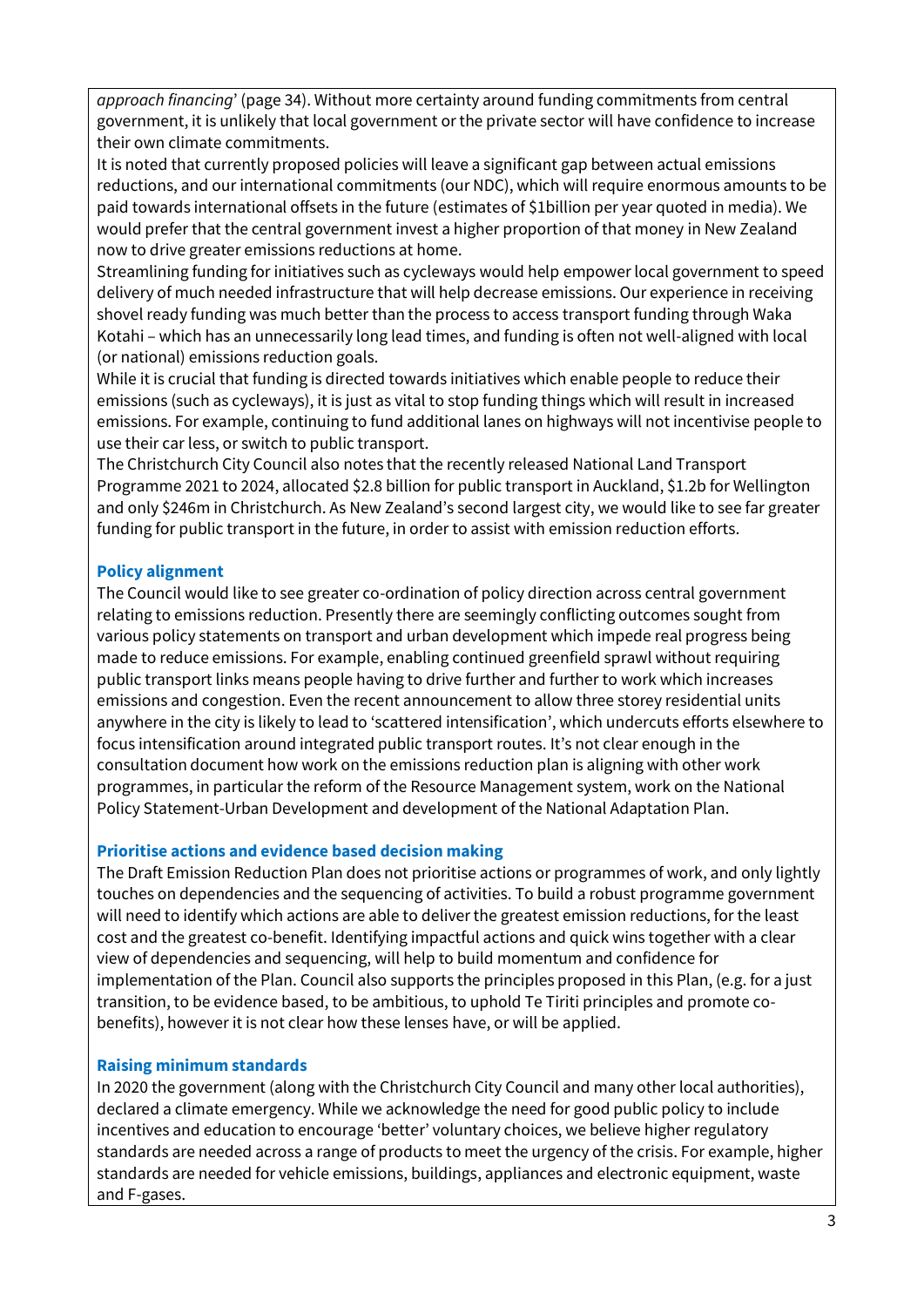*approach financing*' (page 34). Without more certainty around funding commitments from central government, it is unlikely that local government or the private sector will have confidence to increase their own climate commitments.

It is noted that currently proposed policies will leave a significant gap between actual emissions reductions, and our international commitments (our NDC), which will require enormous amounts to be paid towards international offsets in the future (estimates of $1billion per year quoted in media). We would prefer that the central government invest a higher proportion of that money in New Zealand now to drive greater emissions reductions at home.

Streamlining funding for initiatives such as cycleways would help empower local government to speed delivery of much needed infrastructure that will help decrease emissions. Our experience in receiving shovel ready funding was much better than the process to access transport funding through Waka Kotahi – which has an unnecessarily long lead times, and funding is often not well-aligned with local (or national) emissions reduction goals.

While it is crucial that funding is directed towards initiatives which enable people to reduce their emissions (such as cycleways), it is just as vital to stop funding things which will result in increased emissions. For example, continuing to fund additional lanes on highways will not incentivise people to use their car less, or switch to public transport.

The Christchurch City Council also notes that the recently released National Land Transport Programme 2021 to 2024, allocated $2.8 billion for public transport in Auckland, $1.2b for Wellington and only $246m in Christchurch. As New Zealand's second largest city, we would like to see far greater funding for public transport in the future, in order to assist with emission reduction efforts.

### Policy alignment

The Council would like to see greater co-ordination of policy direction across central government relating to emissions reduction. Presently there are seemingly conflicting outcomes sought from various policy statements on transport and urban development which impede real progress being made to reduce emissions. For example, enabling continued greenfield sprawl without requiring public transport links means people having to drive further and further to work which increases emissions and congestion. Even the recent announcement to allow three storey residential units anywhere in the city is likely to lead to 'scattered intensification', which undercuts efforts elsewhere to focus intensification around integrated public transport routes. It's not clear enough in the consultation document how work on the emissions reduction plan is aligning with other work programmes, in particular the reform of the Resource Management system, work on the National Policy Statement-Urban Development and development of the National Adaptation Plan.

### Prioritise actions and evidence based decision making

The Draft Emission Reduction Plan does not prioritise actions or programmes of work, and only lightly touches on dependencies and the sequencing of activities. To build a robust programme government will need to identify which actions are able to deliver the greatest emission reductions, for the least cost and the greatest co-benefit. Identifying impactful actions and quick wins together with a clear view of dependencies and sequencing, will help to build momentum and confidence for implementation of the Plan. Council also supports the principles proposed in this Plan, (e.g. for a just transition, to be evidence based, to be ambitious, to uphold Te Tiriti principles and promote co-benefits), however it is not clear how these lenses have, or will be applied.

### Raising minimum standards

In 2020 the government (along with the Christchurch City Council and many other local authorities), declared a climate emergency. While we acknowledge the need for good public policy to include incentives and education to encourage 'better' voluntary choices, we believe higher regulatory standards are needed across a range of products to meet the urgency of the crisis. For example, higher standards are needed for vehicle emissions, buildings, appliances and electronic equipment, waste and F-gases.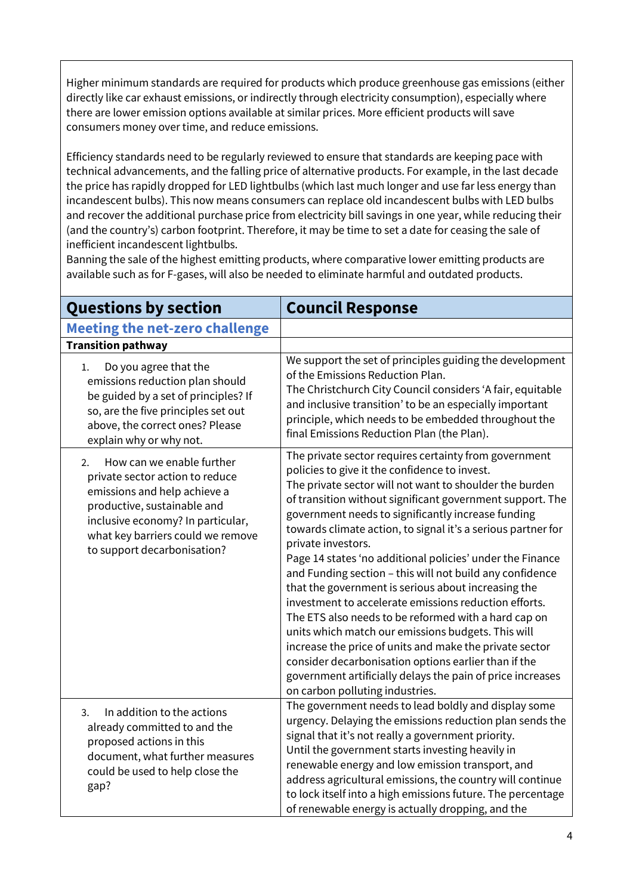Higher minimum standards are required for products which produce greenhouse gas emissions (either directly like car exhaust emissions, or indirectly through electricity consumption), especially where there are lower emission options available at similar prices. More efficient products will save consumers money over time, and reduce emissions.

Efficiency standards need to be regularly reviewed to ensure that standards are keeping pace with technical advancements, and the falling price of alternative products. For example, in the last decade the price has rapidly dropped for LED lightbulbs (which last much longer and use far less energy than incandescent bulbs). This now means consumers can replace old incandescent bulbs with LED bulbs and recover the additional purchase price from electricity bill savings in one year, while reducing their (and the country's) carbon footprint. Therefore, it may be time to set a date for ceasing the sale of inefficient incandescent lightbulbs.
Banning the sale of the highest emitting products, where comparative lower emitting products are available such as for F-gases, will also be needed to eliminate harmful and outdated products.

| Questions by section | Council Response |
|---|---|
| **Meeting the net-zero challenge** | |
| **Transition pathway** | |
| 1. Do you agree that the emissions reduction plan should be guided by a set of principles? If so, are the five principles set out above, the correct ones? Please explain why or why not. | We support the set of principles guiding the development of the Emissions Reduction Plan.<br>The Christchurch City Council considers 'A fair, equitable and inclusive transition' to be an especially important principle, which needs to be embedded throughout the final Emissions Reduction Plan (the Plan). |
| 2. How can we enable further private sector action to reduce emissions and help achieve a productive, sustainable and inclusive economy? In particular, what key barriers could we remove to support decarbonisation? | The private sector requires certainty from government policies to give it the confidence to invest.<br>The private sector will not want to shoulder the burden of transition without significant government support. The government needs to significantly increase funding towards climate action, to signal it's a serious partner for private investors.<br>Page 14 states 'no additional policies' under the Finance and Funding section – this will not build any confidence that the government is serious about increasing the investment to accelerate emissions reduction efforts.<br>The ETS also needs to be reformed with a hard cap on units which match our emissions budgets. This will increase the price of units and make the private sector consider decarbonisation options earlier than if the government artificially delays the pain of price increases on carbon polluting industries. |
| 3. In addition to the actions already committed to and the proposed actions in this document, what further measures could be used to help close the gap? | The government needs to lead boldly and display some urgency. Delaying the emissions reduction plan sends the signal that it's not really a government priority.<br>Until the government starts investing heavily in renewable energy and low emission transport, and address agricultural emissions, the country will continue to lock itself into a high emissions future. The percentage of renewable energy is actually dropping, and the |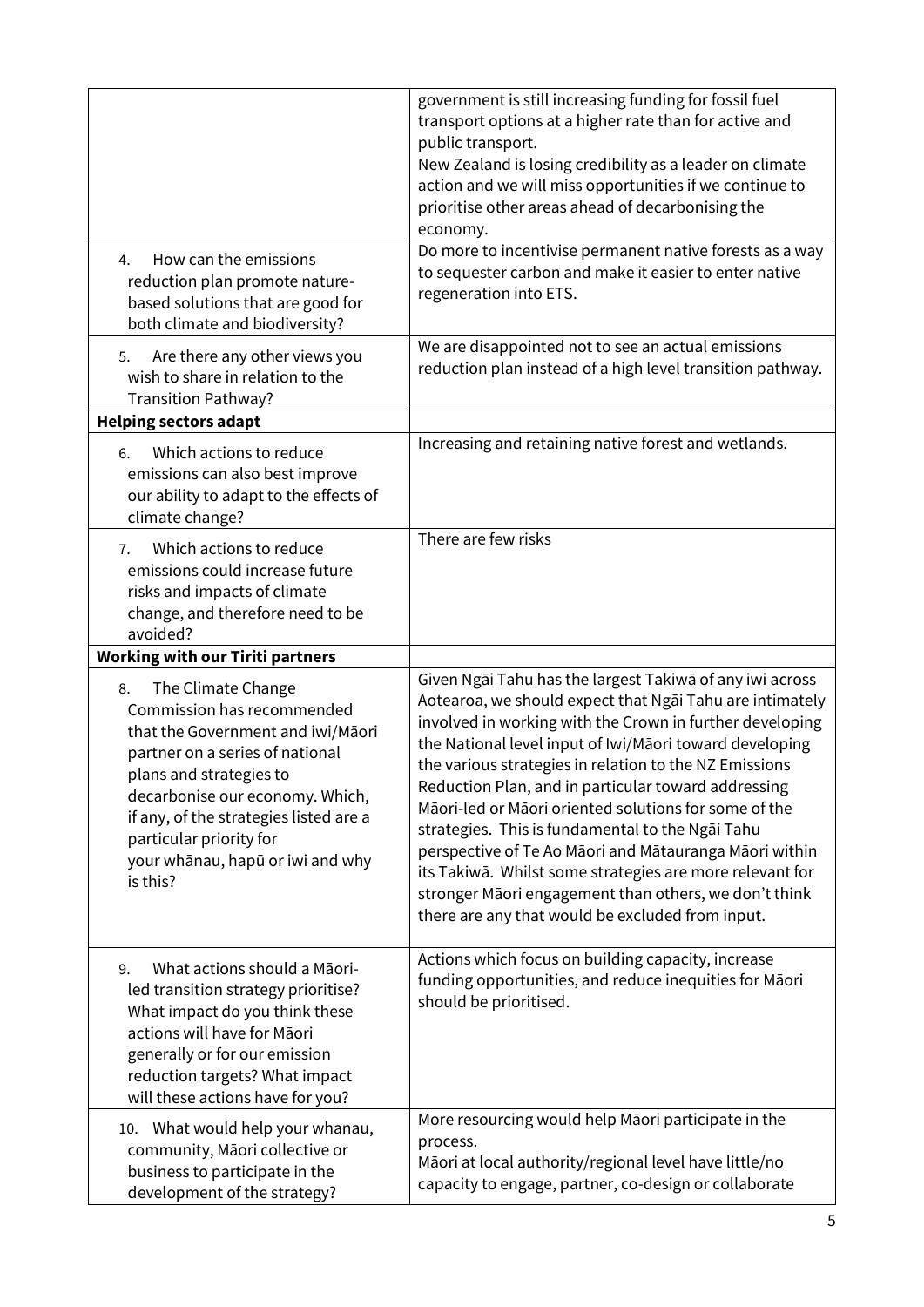| | |
|---|---|
| | government is still increasing funding for fossil fuel transport options at a higher rate than for active and public transport.<br>New Zealand is losing credibility as a leader on climate action and we will miss opportunities if we continue to prioritise other areas ahead of decarbonising the economy. |
| 4. How can the emissions reduction plan promote nature-based solutions that are good for both climate and biodiversity? | Do more to incentivise permanent native forests as a way to sequester carbon and make it easier to enter native regeneration into ETS. |
| 5. Are there any other views you wish to share in relation to the Transition Pathway? | We are disappointed not to see an actual emissions reduction plan instead of a high level transition pathway. |
| **Helping sectors adapt** | |
| 6. Which actions to reduce emissions can also best improve our ability to adapt to the effects of climate change? | Increasing and retaining native forest and wetlands. |
| 7. Which actions to reduce emissions could increase future risks and impacts of climate change, and therefore need to be avoided? | There are few risks |
| **Working with our Tiriti partners** | |
| 8. The Climate Change Commission has recommended that the Government and iwi/Māori partner on a series of national plans and strategies to decarbonise our economy. Which, if any, of the strategies listed are a particular priority for your whānau, hapū or iwi and why is this? | Given Ngāi Tahu has the largest Takiwā of any iwi across Aotearoa, we should expect that Ngāi Tahu are intimately involved in working with the Crown in further developing the National level input of Iwi/Māori toward developing the various strategies in relation to the NZ Emissions Reduction Plan, and in particular toward addressing Māori-led or Māori oriented solutions for some of the strategies. This is fundamental to the Ngāi Tahu perspective of Te Ao Māori and Mātauranga Māori within its Takiwā. Whilst some strategies are more relevant for stronger Māori engagement than others, we don't think there are any that would be excluded from input. |
| 9. What actions should a Māori-led transition strategy prioritise? What impact do you think these actions will have for Māori generally or for our emission reduction targets? What impact will these actions have for you? | Actions which focus on building capacity, increase funding opportunities, and reduce inequities for Māori should be prioritised. |
| 10. What would help your whanau, community, Māori collective or business to participate in the development of the strategy? | More resourcing would help Māori participate in the process.<br>Māori at local authority/regional level have little/no capacity to engage, partner, co-design or collaborate |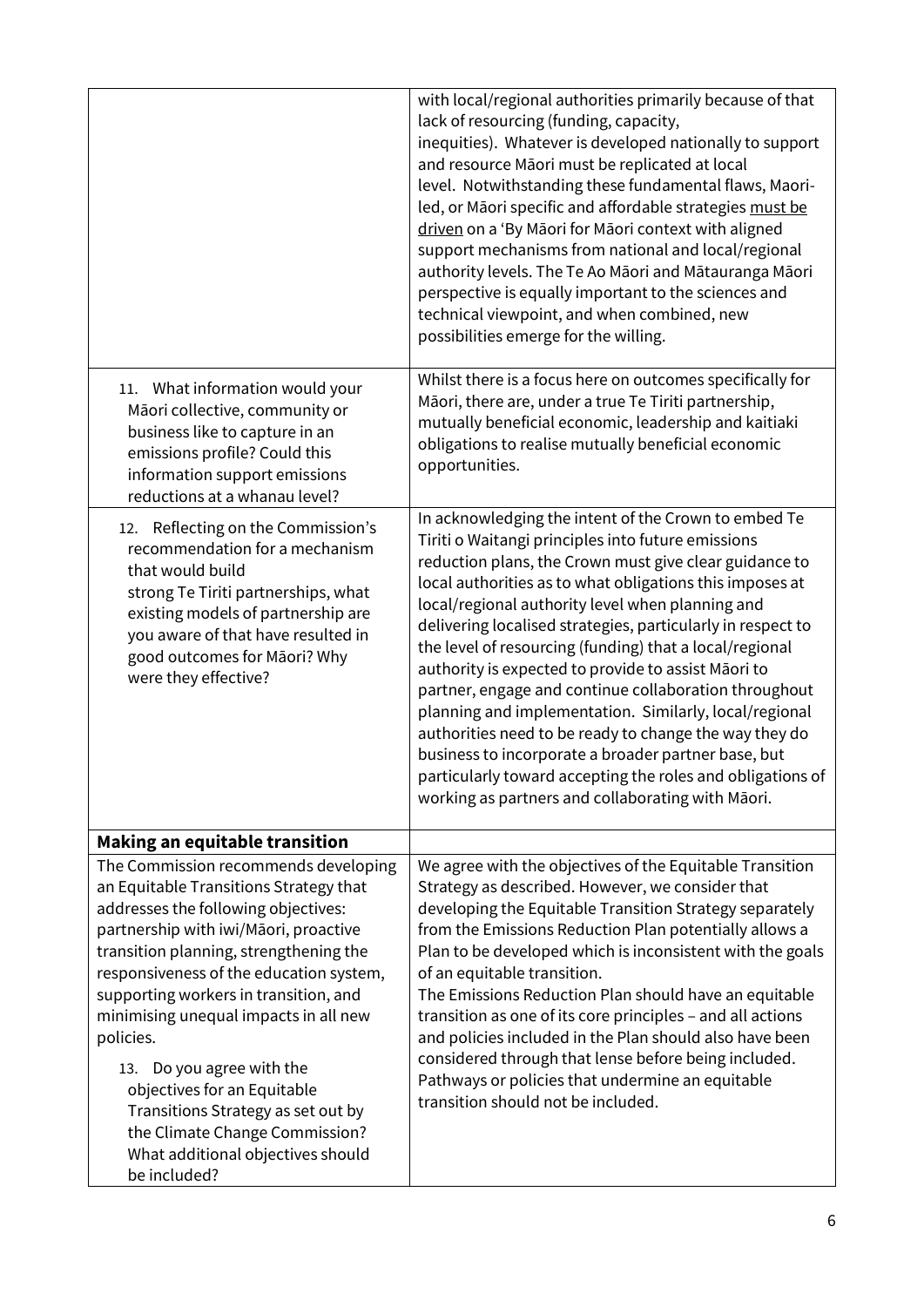| | |
|---|---|
| | with local/regional authorities primarily because of that lack of resourcing (funding, capacity, inequities). Whatever is developed nationally to support and resource Māori must be replicated at local level. Notwithstanding these fundamental flaws, Maori-led, or Māori specific and affordable strategies must be driven on a 'By Māori for Māori context with aligned support mechanisms from national and local/regional authority levels. The Te Ao Māori and Mātauranga Māori perspective is equally important to the sciences and technical viewpoint, and when combined, new possibilities emerge for the willing. |
| 11. What information would your Māori collective, community or business like to capture in an emissions profile? Could this information support emissions reductions at a whanau level? | Whilst there is a focus here on outcomes specifically for Māori, there are, under a true Te Tiriti partnership, mutually beneficial economic, leadership and kaitiaki obligations to realise mutually beneficial economic opportunities. |
| 12. Reflecting on the Commission's recommendation for a mechanism that would build strong Te Tiriti partnerships, what existing models of partnership are you aware of that have resulted in good outcomes for Māori? Why were they effective? | In acknowledging the intent of the Crown to embed Te Tiriti o Waitangi principles into future emissions reduction plans, the Crown must give clear guidance to local authorities as to what obligations this imposes at local/regional authority level when planning and delivering localised strategies, particularly in respect to the level of resourcing (funding) that a local/regional authority is expected to provide to assist Māori to partner, engage and continue collaboration throughout planning and implementation. Similarly, local/regional authorities need to be ready to change the way they do business to incorporate a broader partner base, but particularly toward accepting the roles and obligations of working as partners and collaborating with Māori. |
| **Making an equitable transition** | |
| The Commission recommends developing an Equitable Transitions Strategy that addresses the following objectives: partnership with iwi/Māori, proactive transition planning, strengthening the responsiveness of the education system, supporting workers in transition, and minimising unequal impacts in all new policies.<br><br>13. Do you agree with the objectives for an Equitable Transitions Strategy as set out by the Climate Change Commission? What additional objectives should be included? | We agree with the objectives of the Equitable Transition Strategy as described. However, we consider that developing the Equitable Transition Strategy separately from the Emissions Reduction Plan potentially allows a Plan to be developed which is inconsistent with the goals of an equitable transition.<br>The Emissions Reduction Plan should have an equitable transition as one of its core principles – and all actions and policies included in the Plan should also have been considered through that lense before being included. Pathways or policies that undermine an equitable transition should not be included. |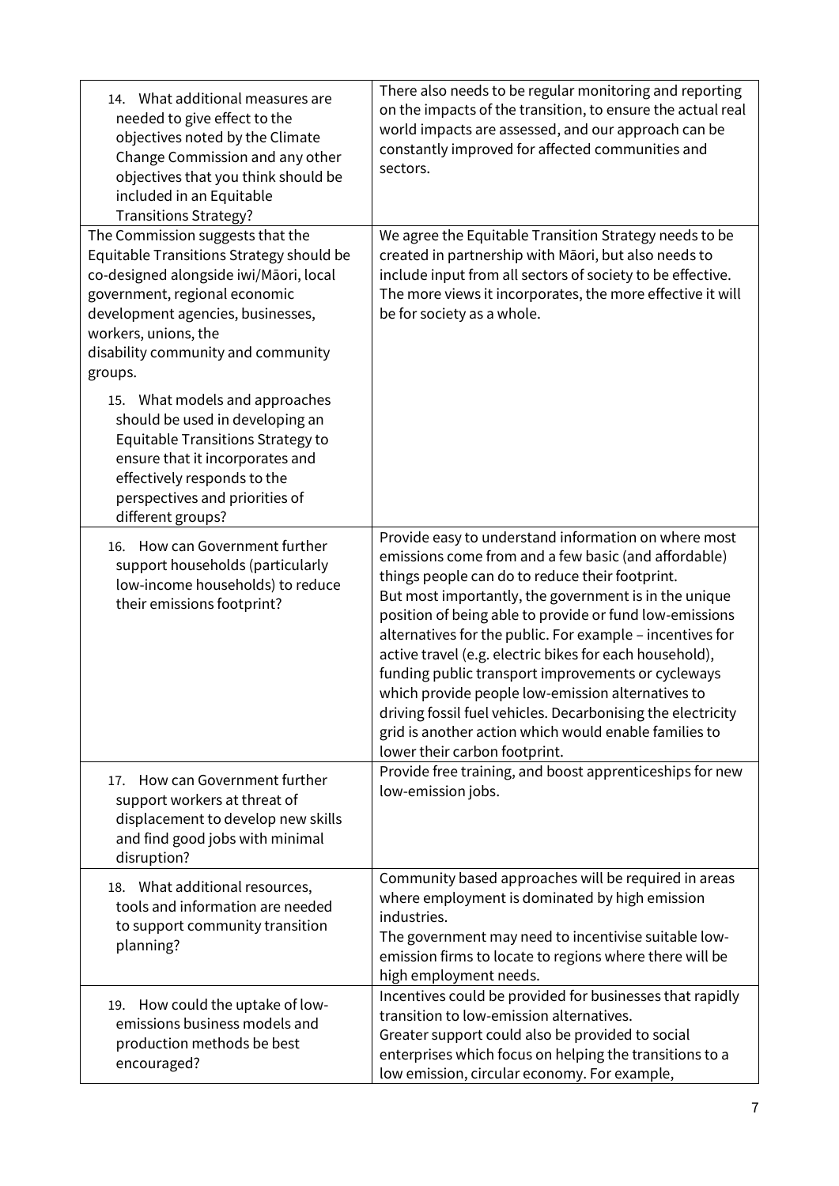| | |
|---|---|
| 14. What additional measures are needed to give effect to the objectives noted by the Climate Change Commission and any other objectives that you think should be included in an Equitable Transitions Strategy? | There also needs to be regular monitoring and reporting on the impacts of the transition, to ensure the actual real world impacts are assessed, and our approach can be constantly improved for affected communities and sectors. |
| The Commission suggests that the Equitable Transitions Strategy should be co-designed alongside iwi/Māori, local government, regional economic development agencies, businesses, workers, unions, the disability community and community groups.<br><br>15. What models and approaches should be used in developing an Equitable Transitions Strategy to ensure that it incorporates and effectively responds to the perspectives and priorities of different groups? | We agree the Equitable Transition Strategy needs to be created in partnership with Māori, but also needs to include input from all sectors of society to be effective. The more views it incorporates, the more effective it will be for society as a whole. |
| 16. How can Government further support households (particularly low-income households) to reduce their emissions footprint? | Provide easy to understand information on where most emissions come from and a few basic (and affordable) things people can do to reduce their footprint.<br>But most importantly, the government is in the unique position of being able to provide or fund low-emissions alternatives for the public. For example – incentives for active travel (e.g. electric bikes for each household), funding public transport improvements or cycleways which provide people low-emission alternatives to driving fossil fuel vehicles. Decarbonising the electricity grid is another action which would enable families to lower their carbon footprint. |
| 17. How can Government further support workers at threat of displacement to develop new skills and find good jobs with minimal disruption? | Provide free training, and boost apprenticeships for new low-emission jobs. |
| 18. What additional resources, tools and information are needed to support community transition planning? | Community based approaches will be required in areas where employment is dominated by high emission industries.<br>The government may need to incentivise suitable low-emission firms to locate to regions where there will be high employment needs. |
| 19. How could the uptake of low-emissions business models and production methods be best encouraged? | Incentives could be provided for businesses that rapidly transition to low-emission alternatives.<br>Greater support could also be provided to social enterprises which focus on helping the transitions to a low emission, circular economy. For example, |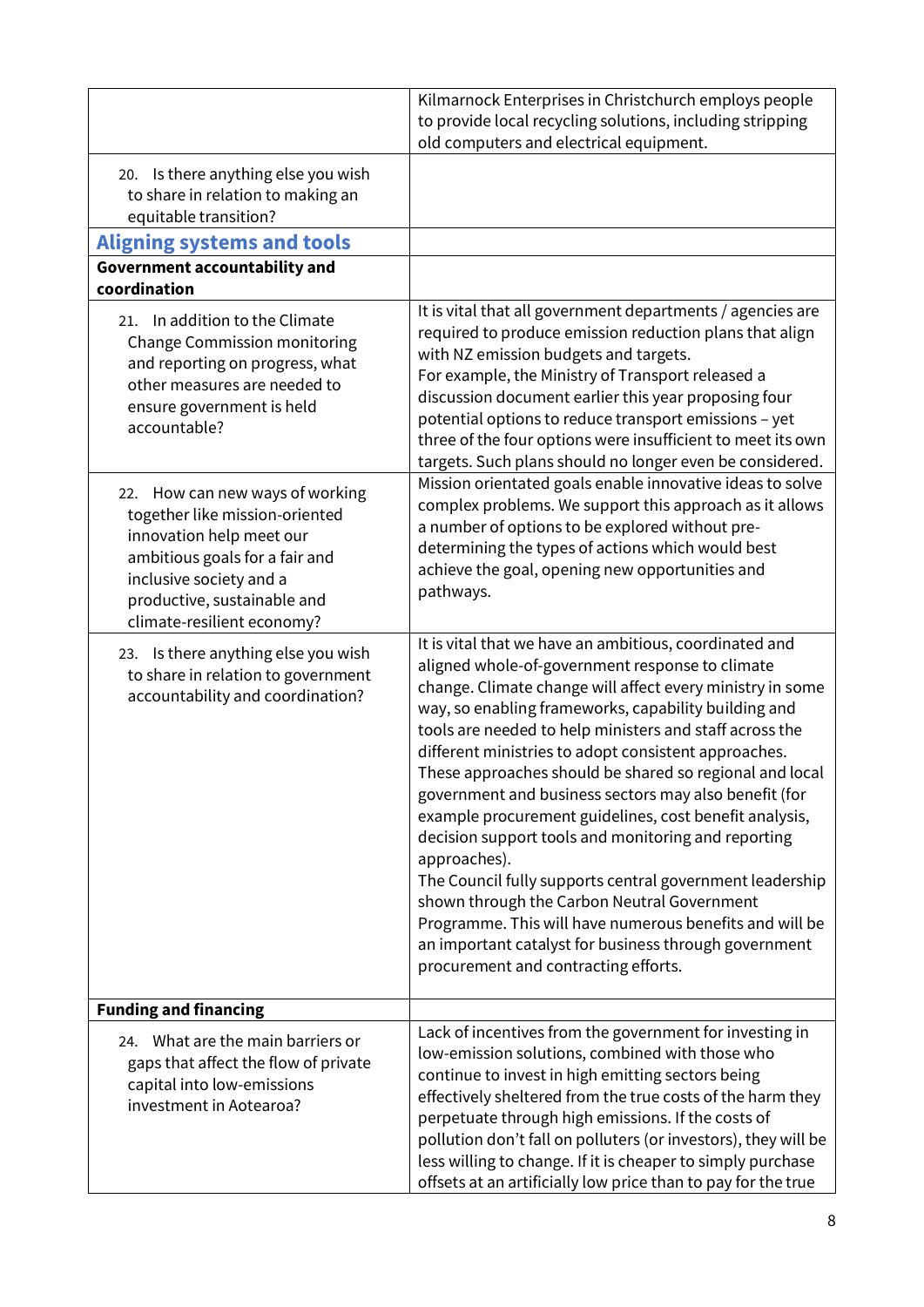| | |
|---|---|
| | Kilmarnock Enterprises in Christchurch employs people to provide local recycling solutions, including stripping old computers and electrical equipment. |
| 20. Is there anything else you wish to share in relation to making an equitable transition? | |
| **Aligning systems and tools** | |
| **Government accountability and coordination** | |
| 21. In addition to the Climate Change Commission monitoring and reporting on progress, what other measures are needed to ensure government is held accountable? | It is vital that all government departments / agencies are required to produce emission reduction plans that align with NZ emission budgets and targets.<br>For example, the Ministry of Transport released a discussion document earlier this year proposing four potential options to reduce transport emissions – yet three of the four options were insufficient to meet its own targets. Such plans should no longer even be considered. |
| 22. How can new ways of working together like mission-oriented innovation help meet our ambitious goals for a fair and inclusive society and a productive, sustainable and climate-resilient economy? | Mission orientated goals enable innovative ideas to solve complex problems. We support this approach as it allows a number of options to be explored without pre-determining the types of actions which would best achieve the goal, opening new opportunities and pathways. |
| 23. Is there anything else you wish to share in relation to government accountability and coordination? | It is vital that we have an ambitious, coordinated and aligned whole-of-government response to climate change. Climate change will affect every ministry in some way, so enabling frameworks, capability building and tools are needed to help ministers and staff across the different ministries to adopt consistent approaches. These approaches should be shared so regional and local government and business sectors may also benefit (for example procurement guidelines, cost benefit analysis, decision support tools and monitoring and reporting approaches).<br>The Council fully supports central government leadership shown through the Carbon Neutral Government Programme. This will have numerous benefits and will be an important catalyst for business through government procurement and contracting efforts. |
| **Funding and financing** | |
| 24. What are the main barriers or gaps that affect the flow of private capital into low-emissions investment in Aotearoa? | Lack of incentives from the government for investing in low-emission solutions, combined with those who continue to invest in high emitting sectors being effectively sheltered from the true costs of the harm they perpetuate through high emissions. If the costs of pollution don't fall on polluters (or investors), they will be less willing to change. If it is cheaper to simply purchase offsets at an artificially low price than to pay for the true |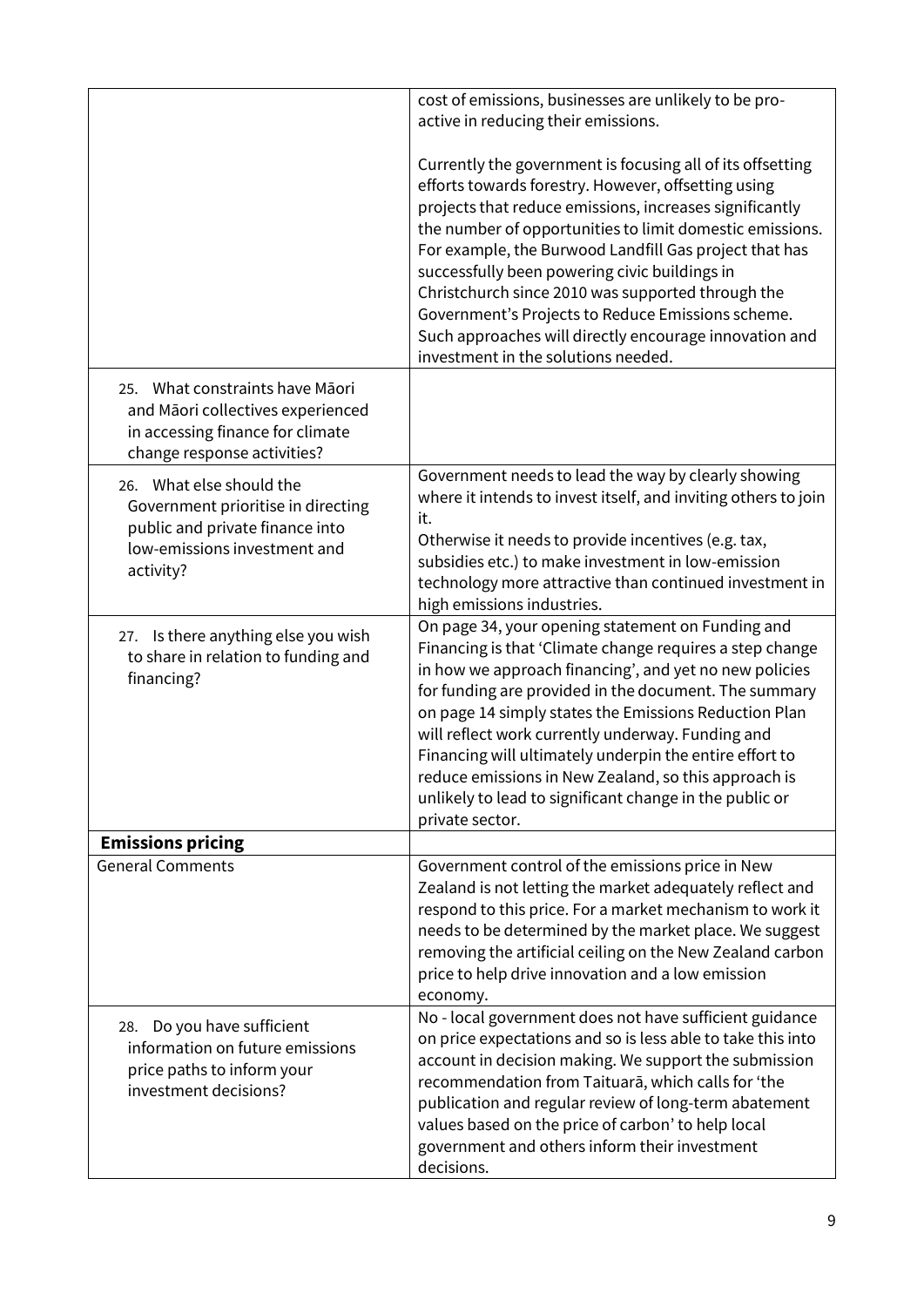| | |
|---|---|
| | cost of emissions, businesses are unlikely to be pro-active in reducing their emissions.<br><br>Currently the government is focusing all of its offsetting efforts towards forestry. However, offsetting using projects that reduce emissions, increases significantly the number of opportunities to limit domestic emissions. For example, the Burwood Landfill Gas project that has successfully been powering civic buildings in Christchurch since 2010 was supported through the Government's Projects to Reduce Emissions scheme. Such approaches will directly encourage innovation and investment in the solutions needed. |
| 25. What constraints have Māori and Māori collectives experienced in accessing finance for climate change response activities? | |
| 26. What else should the Government prioritise in directing public and private finance into low-emissions investment and activity? | Government needs to lead the way by clearly showing where it intends to invest itself, and inviting others to join it.<br>Otherwise it needs to provide incentives (e.g. tax, subsidies etc.) to make investment in low-emission technology more attractive than continued investment in high emissions industries. |
| 27. Is there anything else you wish to share in relation to funding and financing? | On page 34, your opening statement on Funding and Financing is that 'Climate change requires a step change in how we approach financing', and yet no new policies for funding are provided in the document. The summary on page 14 simply states the Emissions Reduction Plan will reflect work currently underway. Funding and Financing will ultimately underpin the entire effort to reduce emissions in New Zealand, so this approach is unlikely to lead to significant change in the public or private sector. |
| **Emissions pricing** | |
| General Comments | Government control of the emissions price in New Zealand is not letting the market adequately reflect and respond to this price. For a market mechanism to work it needs to be determined by the market place. We suggest removing the artificial ceiling on the New Zealand carbon price to help drive innovation and a low emission economy. |
| 28. Do you have sufficient information on future emissions price paths to inform your investment decisions? | No - local government does not have sufficient guidance on price expectations and so is less able to take this into account in decision making. We support the submission recommendation from Taituarā, which calls for 'the publication and regular review of long-term abatement values based on the price of carbon' to help local government and others inform their investment decisions. |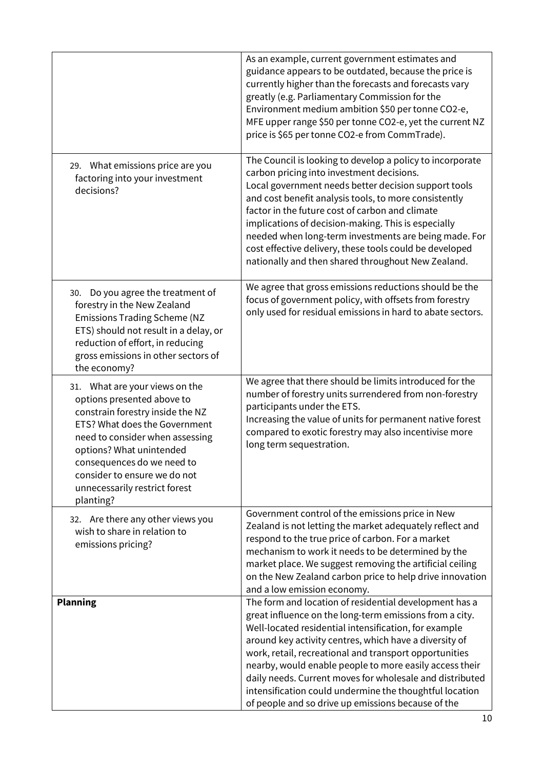| | |
|---|---|
| | As an example, current government estimates and guidance appears to be outdated, because the price is currently higher than the forecasts and forecasts vary greatly (e.g. Parliamentary Commission for the Environment medium ambition \$50 per tonne $CO_2$-e, MFE upper range \$50 per tonne $CO_2$-e, yet the current NZ price is \$65 per tonne $CO_2$-e from CommTrade). |
| 29. What emissions price are you factoring into your investment decisions? | The Council is looking to develop a policy to incorporate carbon pricing into investment decisions.<br>Local government needs better decision support tools and cost benefit analysis tools, to more consistently factor in the future cost of carbon and climate implications of decision-making. This is especially needed when long-term investments are being made. For cost effective delivery, these tools could be developed nationally and then shared throughout New Zealand. |
| 30. Do you agree the treatment of forestry in the New Zealand Emissions Trading Scheme (NZ ETS) should not result in a delay, or reduction of effort, in reducing gross emissions in other sectors of the economy? | We agree that gross emissions reductions should be the focus of government policy, with offsets from forestry only used for residual emissions in hard to abate sectors. |
| 31. What are your views on the options presented above to constrain forestry inside the NZ ETS? What does the Government need to consider when assessing options? What unintended consequences do we need to consider to ensure we do not unnecessarily restrict forest planting? | We agree that there should be limits introduced for the number of forestry units surrendered from non-forestry participants under the ETS.<br>Increasing the value of units for permanent native forest compared to exotic forestry may also incentivise more long term sequestration. |
| 32. Are there any other views you wish to share in relation to emissions pricing? | Government control of the emissions price in New Zealand is not letting the market adequately reflect and respond to the true price of carbon. For a market mechanism to work it needs to be determined by the market place. We suggest removing the artificial ceiling on the New Zealand carbon price to help drive innovation and a low emission economy. |
| **Planning** | The form and location of residential development has a great influence on the long-term emissions from a city. Well-located residential intensification, for example around key activity centres, which have a diversity of work, retail, recreational and transport opportunities nearby, would enable people to more easily access their daily needs. Current moves for wholesale and distributed intensification could undermine the thoughtful location of people and so drive up emissions because of the |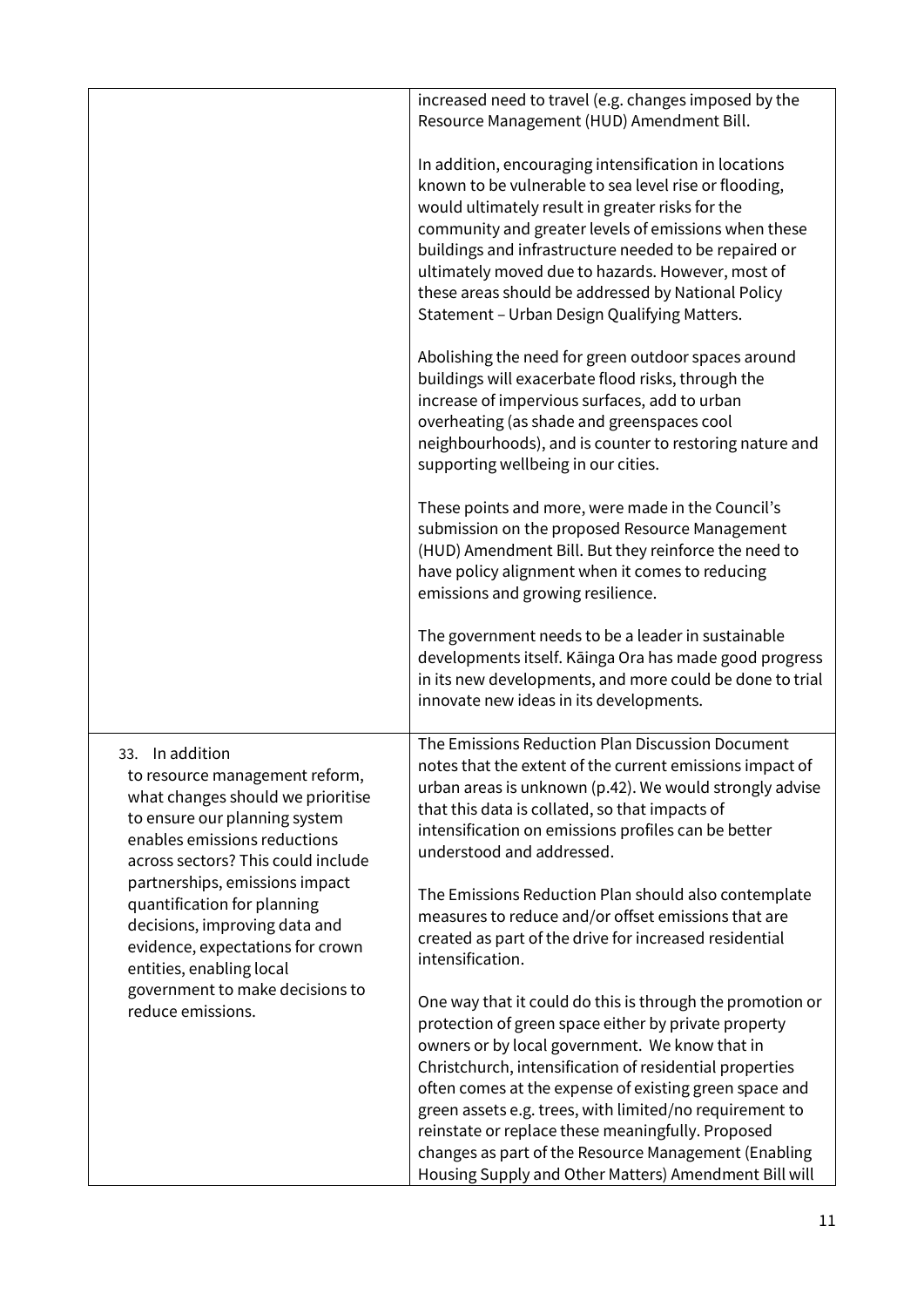| | |
|---|---|
| | increased need to travel (e.g. changes imposed by the Resource Management (HUD) Amendment Bill.<br><br>In addition, encouraging intensification in locations known to be vulnerable to sea level rise or flooding, would ultimately result in greater risks for the community and greater levels of emissions when these buildings and infrastructure needed to be repaired or ultimately moved due to hazards. However, most of these areas should be addressed by National Policy Statement – Urban Design Qualifying Matters.<br><br>Abolishing the need for green outdoor spaces around buildings will exacerbate flood risks, through the increase of impervious surfaces, add to urban overheating (as shade and greenspaces cool neighbourhoods), and is counter to restoring nature and supporting wellbeing in our cities.<br><br>These points and more, were made in the Council's submission on the proposed Resource Management (HUD) Amendment Bill. But they reinforce the need to have policy alignment when it comes to reducing emissions and growing resilience.<br><br>The government needs to be a leader in sustainable developments itself. Kāinga Ora has made good progress in its new developments, and more could be done to trial innovate new ideas in its developments. |
| 33. In addition to resource management reform, what changes should we prioritise to ensure our planning system enables emissions reductions across sectors? This could include partnerships, emissions impact quantification for planning decisions, improving data and evidence, expectations for crown entities, enabling local government to make decisions to reduce emissions. | The Emissions Reduction Plan Discussion Document notes that the extent of the current emissions impact of urban areas is unknown (p.42). We would strongly advise that this data is collated, so that impacts of intensification on emissions profiles can be better understood and addressed.<br><br>The Emissions Reduction Plan should also contemplate measures to reduce and/or offset emissions that are created as part of the drive for increased residential intensification.<br><br>One way that it could do this is through the promotion or protection of green space either by private property owners or by local government. We know that in Christchurch, intensification of residential properties often comes at the expense of existing green space and green assets e.g. trees, with limited/no requirement to reinstate or replace these meaningfully. Proposed changes as part of the Resource Management (Enabling Housing Supply and Other Matters) Amendment Bill will |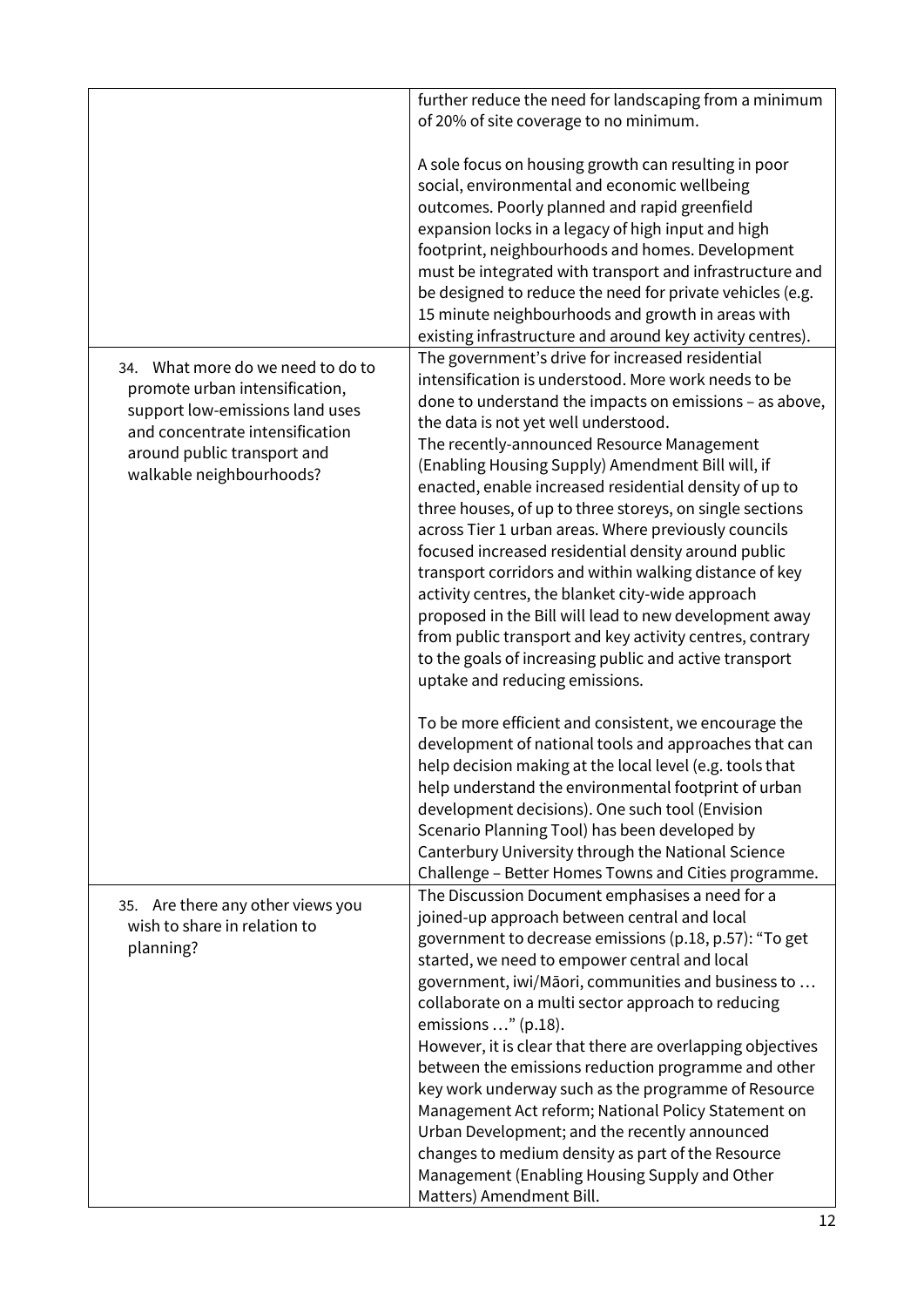| | |
|---|---|
| | further reduce the need for landscaping from a minimum of 20% of site coverage to no minimum.<br><br>A sole focus on housing growth can resulting in poor social, environmental and economic wellbeing outcomes. Poorly planned and rapid greenfield expansion locks in a legacy of high input and high footprint, neighbourhoods and homes. Development must be integrated with transport and infrastructure and be designed to reduce the need for private vehicles (e.g. 15 minute neighbourhoods and growth in areas with existing infrastructure and around key activity centres). |
| 34. What more do we need to do to promote urban intensification, support low-emissions land uses and concentrate intensification around public transport and walkable neighbourhoods? | The government's drive for increased residential intensification is understood. More work needs to be done to understand the impacts on emissions – as above, the data is not yet well understood.<br>The recently-announced Resource Management (Enabling Housing Supply) Amendment Bill will, if enacted, enable increased residential density of up to three houses, of up to three storeys, on single sections across Tier 1 urban areas. Where previously councils focused increased residential density around public transport corridors and within walking distance of key activity centres, the blanket city-wide approach proposed in the Bill will lead to new development away from public transport and key activity centres, contrary to the goals of increasing public and active transport uptake and reducing emissions.<br><br>To be more efficient and consistent, we encourage the development of national tools and approaches that can help decision making at the local level (e.g. tools that help understand the environmental footprint of urban development decisions). One such tool (Envision Scenario Planning Tool) has been developed by Canterbury University through the National Science Challenge – Better Homes Towns and Cities programme. |
| 35. Are there any other views you wish to share in relation to planning? | The Discussion Document emphasises a need for a joined-up approach between central and local government to decrease emissions (p.18, p.57): "To get started, we need to empower central and local government, iwi/Māori, communities and business to … collaborate on a multi sector approach to reducing emissions …" (p.18).<br>However, it is clear that there are overlapping objectives between the emissions reduction programme and other key work underway such as the programme of Resource Management Act reform; National Policy Statement on Urban Development; and the recently announced changes to medium density as part of the Resource Management (Enabling Housing Supply and Other Matters) Amendment Bill. |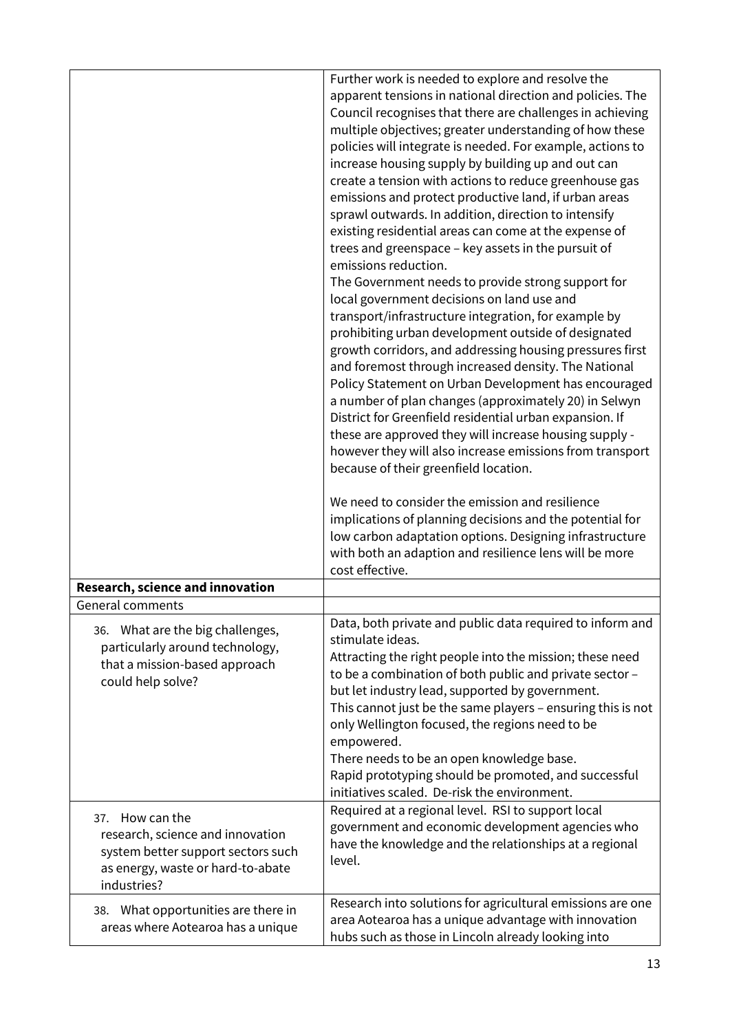| | |
|---|---|
| | Further work is needed to explore and resolve the apparent tensions in national direction and policies. The Council recognises that there are challenges in achieving multiple objectives; greater understanding of how these policies will integrate is needed. For example, actions to increase housing supply by building up and out can create a tension with actions to reduce greenhouse gas emissions and protect productive land, if urban areas sprawl outwards. In addition, direction to intensify existing residential areas can come at the expense of trees and greenspace – key assets in the pursuit of emissions reduction.<br>The Government needs to provide strong support for local government decisions on land use and transport/infrastructure integration, for example by prohibiting urban development outside of designated growth corridors, and addressing housing pressures first and foremost through increased density. The National Policy Statement on Urban Development has encouraged a number of plan changes (approximately 20) in Selwyn District for Greenfield residential urban expansion. If these are approved they will increase housing supply - however they will also increase emissions from transport because of their greenfield location.<br><br>We need to consider the emission and resilience implications of planning decisions and the potential for low carbon adaptation options. Designing infrastructure with both an adaption and resilience lens will be more cost effective. |
| **Research, science and innovation** | |
| General comments | |
| 36. What are the big challenges, particularly around technology, that a mission-based approach could help solve? | Data, both private and public data required to inform and stimulate ideas.<br>Attracting the right people into the mission; these need to be a combination of both public and private sector – but let industry lead, supported by government.<br>This cannot just be the same players – ensuring this is not only Wellington focused, the regions need to be empowered.<br>There needs to be an open knowledge base.<br>Rapid prototyping should be promoted, and successful initiatives scaled. De-risk the environment. |
| 37. How can the research, science and innovation system better support sectors such as energy, waste or hard-to-abate industries? | Required at a regional level. RSI to support local government and economic development agencies who have the knowledge and the relationships at a regional level. |
| 38. What opportunities are there in areas where Aotearoa has a unique | Research into solutions for agricultural emissions are one area Aotearoa has a unique advantage with innovation hubs such as those in Lincoln already looking into |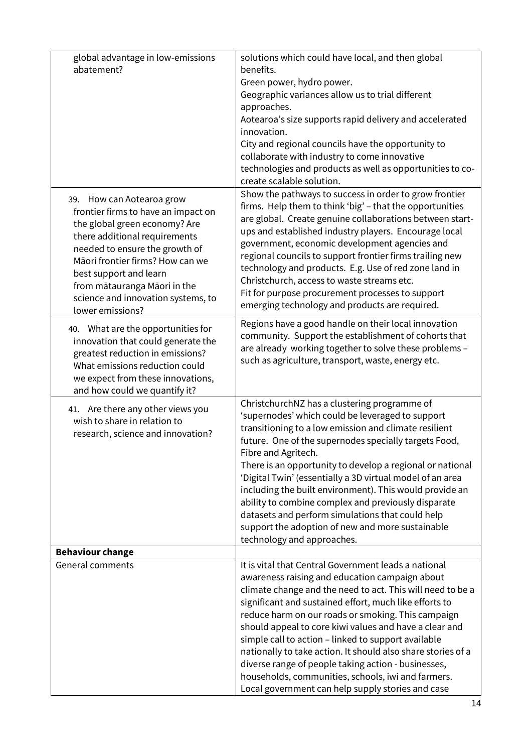| | |
|---|---|
| global advantage in low-emissions abatement? | solutions which could have local, and then global benefits.<br>Green power, hydro power.<br>Geographic variances allow us to trial different approaches.<br>Aotearoa's size supports rapid delivery and accelerated innovation.<br>City and regional councils have the opportunity to collaborate with industry to come innovative technologies and products as well as opportunities to co-create scalable solution. |
| 39. How can Aotearoa grow frontier firms to have an impact on the global green economy? Are there additional requirements needed to ensure the growth of Māori frontier firms? How can we best support and learn from mātauranga Māori in the science and innovation systems, to lower emissions? | Show the pathways to success in order to grow frontier firms. Help them to think 'big' – that the opportunities are global. Create genuine collaborations between start-ups and established industry players. Encourage local government, economic development agencies and regional councils to support frontier firms trailing new technology and products. E.g. Use of red zone land in Christchurch, access to waste streams etc.<br>Fit for purpose procurement processes to support emerging technology and products are required. |
| 40. What are the opportunities for innovation that could generate the greatest reduction in emissions? What emissions reduction could we expect from these innovations, and how could we quantify it? | Regions have a good handle on their local innovation community. Support the establishment of cohorts that are already working together to solve these problems – such as agriculture, transport, waste, energy etc. |
| 41. Are there any other views you wish to share in relation to research, science and innovation? | ChristchurchNZ has a clustering programme of 'supernodes' which could be leveraged to support transitioning to a low emission and climate resilient future. One of the supernodes specially targets Food, Fibre and Agritech.<br>There is an opportunity to develop a regional or national 'Digital Twin' (essentially a 3D virtual model of an area including the built environment). This would provide an ability to combine complex and previously disparate datasets and perform simulations that could help support the adoption of new and more sustainable technology and approaches. |
| **Behaviour change** | |
| General comments | It is vital that Central Government leads a national awareness raising and education campaign about climate change and the need to act. This will need to be a significant and sustained effort, much like efforts to reduce harm on our roads or smoking. This campaign should appeal to core kiwi values and have a clear and simple call to action – linked to support available nationally to take action. It should also share stories of a diverse range of people taking action - businesses, households, communities, schools, iwi and farmers. Local government can help supply stories and case |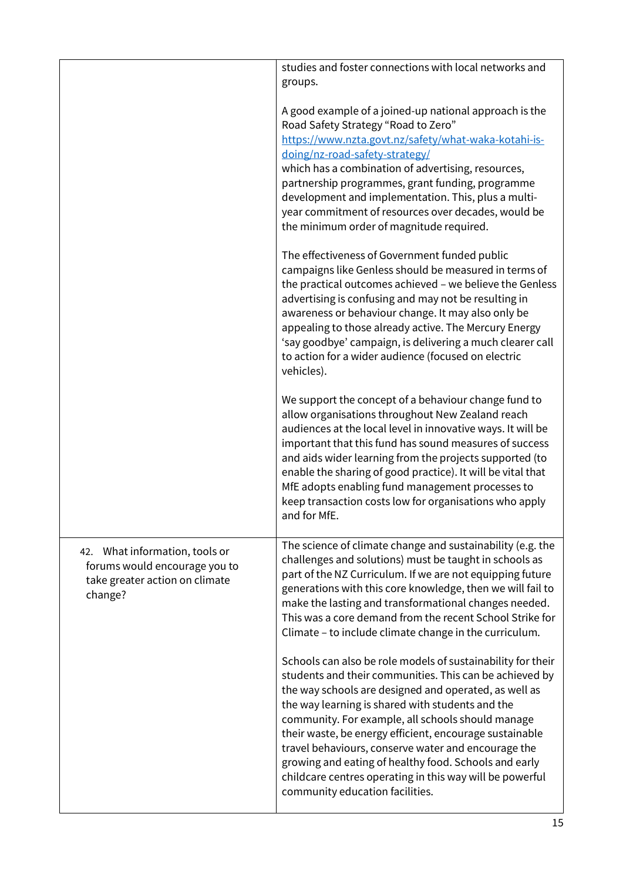| | |
|---|---|
| | studies and foster connections with local networks and groups.<br><br>A good example of a joined-up national approach is the Road Safety Strategy "Road to Zero" [https://www.nzta.govt.nz/safety/what-waka-kotahi-is-doing/nz-road-safety-strategy/](https://www.nzta.govt.nz/safety/what-waka-kotahi-is-doing/nz-road-safety-strategy/) which has a combination of advertising, resources, partnership programmes, grant funding, programme development and implementation. This, plus a multi-year commitment of resources over decades, would be the minimum order of magnitude required.<br><br>The effectiveness of Government funded public campaigns like Genless should be measured in terms of the practical outcomes achieved – we believe the Genless advertising is confusing and may not be resulting in awareness or behaviour change. It may also only be appealing to those already active. The Mercury Energy 'say goodbye' campaign, is delivering a much clearer call to action for a wider audience (focused on electric vehicles).<br><br>We support the concept of a behaviour change fund to allow organisations throughout New Zealand reach audiences at the local level in innovative ways. It will be important that this fund has sound measures of success and aids wider learning from the projects supported (to enable the sharing of good practice). It will be vital that MfE adopts enabling fund management processes to keep transaction costs low for organisations who apply and for MfE. |
| 42. What information, tools or forums would encourage you to take greater action on climate change? | The science of climate change and sustainability (e.g. the challenges and solutions) must be taught in schools as part of the NZ Curriculum. If we are not equipping future generations with this core knowledge, then we will fail to make the lasting and transformational changes needed. This was a core demand from the recent School Strike for Climate – to include climate change in the curriculum.<br><br>Schools can also be role models of sustainability for their students and their communities. This can be achieved by the way schools are designed and operated, as well as the way learning is shared with students and the community. For example, all schools should manage their waste, be energy efficient, encourage sustainable travel behaviours, conserve water and encourage the growing and eating of healthy food. Schools and early childcare centres operating in this way will be powerful community education facilities. |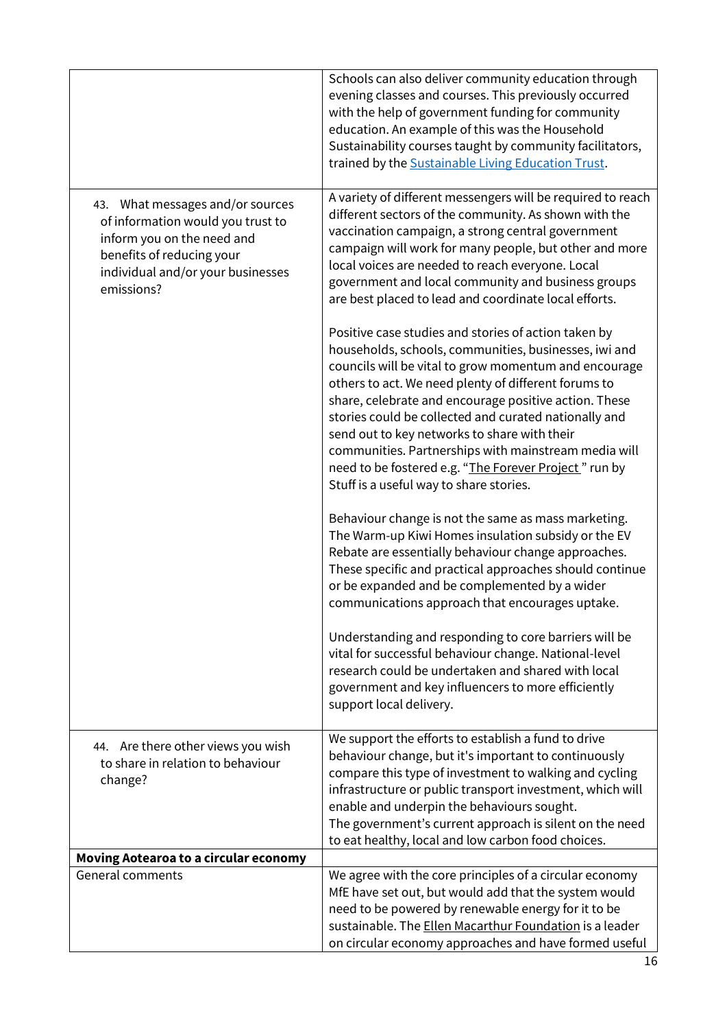| | |
|---|---|
| | Schools can also deliver community education through evening classes and courses. This previously occurred with the help of government funding for community education. An example of this was the Household Sustainability courses taught by community facilitators, trained by the [Sustainable Living Education Trust](). |
| 43. What messages and/or sources of information would you trust to inform you on the need and benefits of reducing your individual and/or your businesses emissions? | A variety of different messengers will be required to reach different sectors of the community. As shown with the vaccination campaign, a strong central government campaign will work for many people, but other and more local voices are needed to reach everyone. Local government and local community and business groups are best placed to lead and coordinate local efforts.<br><br>Positive case studies and stories of action taken by households, schools, communities, businesses, iwi and councils will be vital to grow momentum and encourage others to act. We need plenty of different forums to share, celebrate and encourage positive action. These stories could be collected and curated nationally and send out to key networks to share with their communities. Partnerships with mainstream media will need to be fostered e.g. "[The Forever Project]()" run by Stuff is a useful way to share stories.<br><br>Behaviour change is not the same as mass marketing. The Warm-up Kiwi Homes insulation subsidy or the EV Rebate are essentially behaviour change approaches. These specific and practical approaches should continue or be expanded and be complemented by a wider communications approach that encourages uptake.<br><br>Understanding and responding to core barriers will be vital for successful behaviour change. National-level research could be undertaken and shared with local government and key influencers to more efficiently support local delivery. |
| 44. Are there other views you wish to share in relation to behaviour change? | We support the efforts to establish a fund to drive behaviour change, but it's important to continuously compare this type of investment to walking and cycling infrastructure or public transport investment, which will enable and underpin the behaviours sought.<br>The government's current approach is silent on the need to eat healthy, local and low carbon food choices. |
| **Moving Aotearoa to a circular economy** | |
| General comments | We agree with the core principles of a circular economy MfE have set out, but would add that the system would need to be powered by renewable energy for it to be sustainable. The [Ellen Macarthur Foundation]() is a leader on circular economy approaches and have formed useful |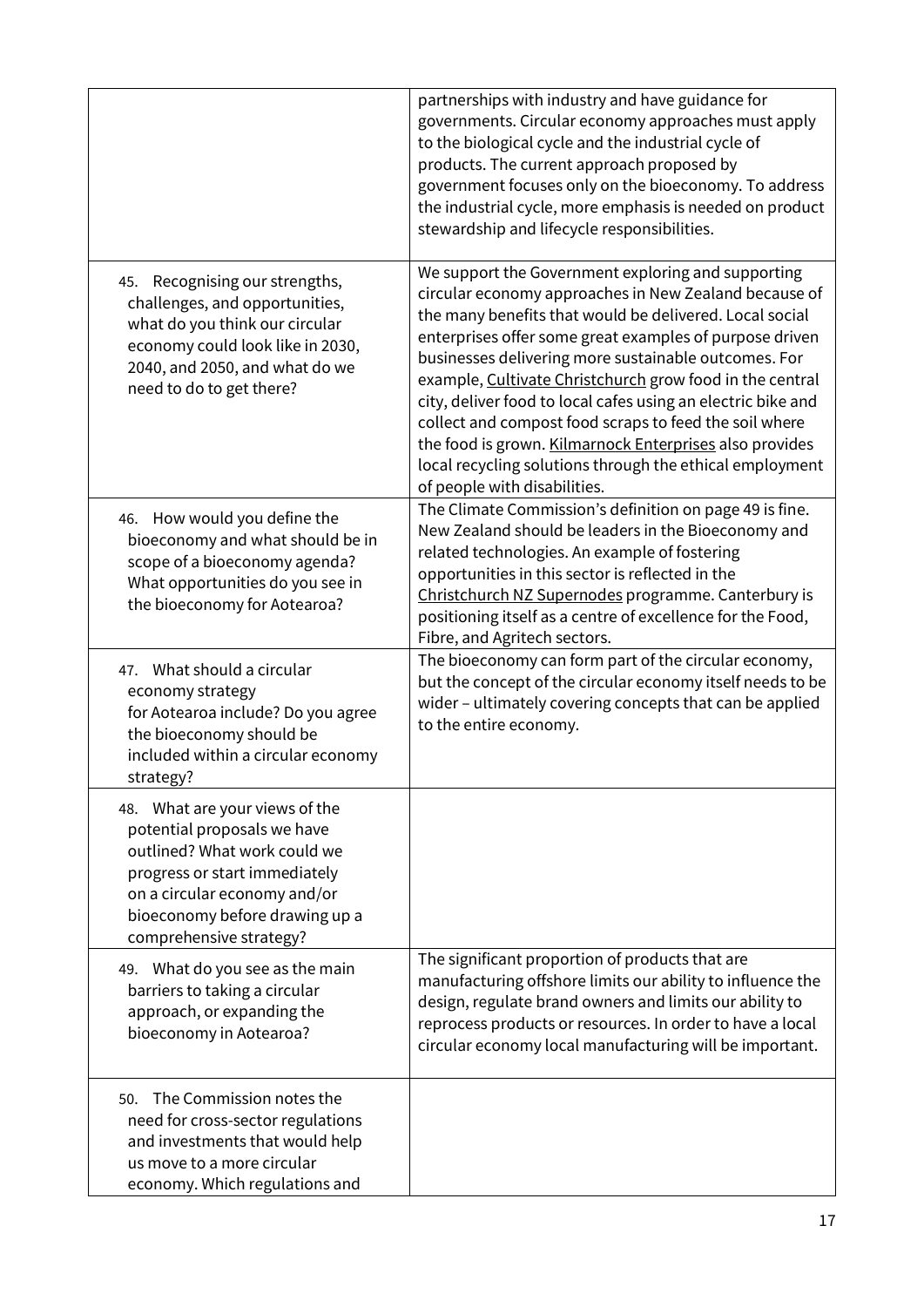| | |
|---|---|
| | partnerships with industry and have guidance for governments. Circular economy approaches must apply to the biological cycle and the industrial cycle of products. The current approach proposed by government focuses only on the bioeconomy. To address the industrial cycle, more emphasis is needed on product stewardship and lifecycle responsibilities. |
| 45. Recognising our strengths, challenges, and opportunities, what do you think our circular economy could look like in 2030, 2040, and 2050, and what do we need to do to get there? | We support the Government exploring and supporting circular economy approaches in New Zealand because of the many benefits that would be delivered. Local social enterprises offer some great examples of purpose driven businesses delivering more sustainable outcomes. For example, Cultivate Christchurch grow food in the central city, deliver food to local cafes using an electric bike and collect and compost food scraps to feed the soil where the food is grown. Kilmarnock Enterprises also provides local recycling solutions through the ethical employment of people with disabilities. |
| 46. How would you define the bioeconomy and what should be in scope of a bioeconomy agenda? What opportunities do you see in the bioeconomy for Aotearoa? | The Climate Commission's definition on page 49 is fine. New Zealand should be leaders in the Bioeconomy and related technologies. An example of fostering opportunities in this sector is reflected in the Christchurch NZ Supernodes programme. Canterbury is positioning itself as a centre of excellence for the Food, Fibre, and Agritech sectors. |
| 47. What should a circular economy strategy for Aotearoa include? Do you agree the bioeconomy should be included within a circular economy strategy? | The bioeconomy can form part of the circular economy, but the concept of the circular economy itself needs to be wider – ultimately covering concepts that can be applied to the entire economy. |
| 48. What are your views of the potential proposals we have outlined? What work could we progress or start immediately on a circular economy and/or bioeconomy before drawing up a comprehensive strategy? | |
| 49. What do you see as the main barriers to taking a circular approach, or expanding the bioeconomy in Aotearoa? | The significant proportion of products that are manufacturing offshore limits our ability to influence the design, regulate brand owners and limits our ability to reprocess products or resources. In order to have a local circular economy local manufacturing will be important. |
| 50. The Commission notes the need for cross-sector regulations and investments that would help us move to a more circular economy. Which regulations and | |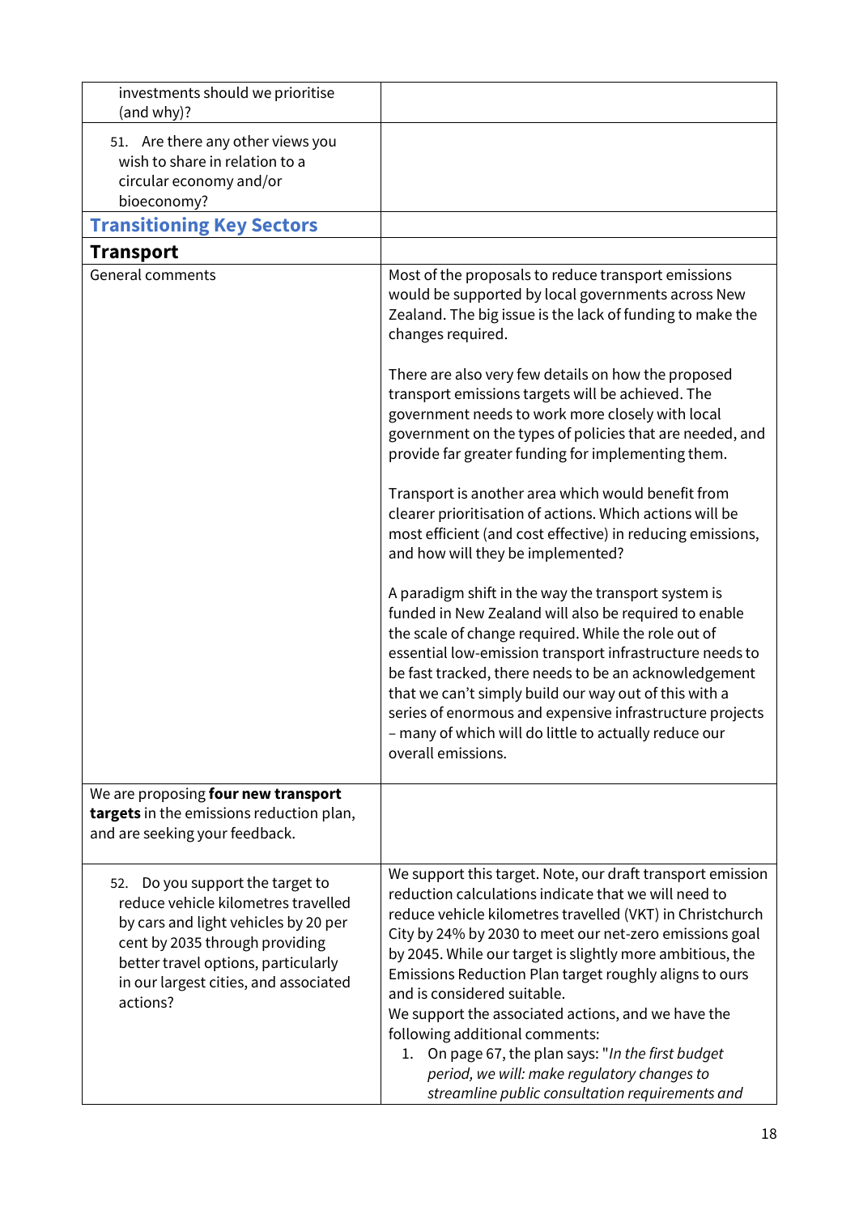| | |
|---|---|
| investments should we prioritise (and why)? | |
| 51. Are there any other views you wish to share in relation to a circular economy and/or bioeconomy? | |
| **Transitioning Key Sectors** | |
| **Transport** | |
| General comments | Most of the proposals to reduce transport emissions would be supported by local governments across New Zealand. The big issue is the lack of funding to make the changes required.<br><br>There are also very few details on how the proposed transport emissions targets will be achieved. The government needs to work more closely with local government on the types of policies that are needed, and provide far greater funding for implementing them.<br><br>Transport is another area which would benefit from clearer prioritisation of actions. Which actions will be most efficient (and cost effective) in reducing emissions, and how will they be implemented?<br><br>A paradigm shift in the way the transport system is funded in New Zealand will also be required to enable the scale of change required. While the role out of essential low-emission transport infrastructure needs to be fast tracked, there needs to be an acknowledgement that we can't simply build our way out of this with a series of enormous and expensive infrastructure projects – many of which will do little to actually reduce our overall emissions. |
| We are proposing **four new transport targets** in the emissions reduction plan, and are seeking your feedback. | |
| 52. Do you support the target to reduce vehicle kilometres travelled by cars and light vehicles by 20 per cent by 2035 through providing better travel options, particularly in our largest cities, and associated actions? | We support this target. Note, our draft transport emission reduction calculations indicate that we will need to reduce vehicle kilometres travelled (VKT) in Christchurch City by 24% by 2030 to meet our net-zero emissions goal by 2045. While our target is slightly more ambitious, the Emissions Reduction Plan target roughly aligns to ours and is considered suitable.<br>We support the associated actions, and we have the following additional comments:<br>1. On page 67, the plan says: "*In the first budget period, we will: make regulatory changes to streamline public consultation requirements and* |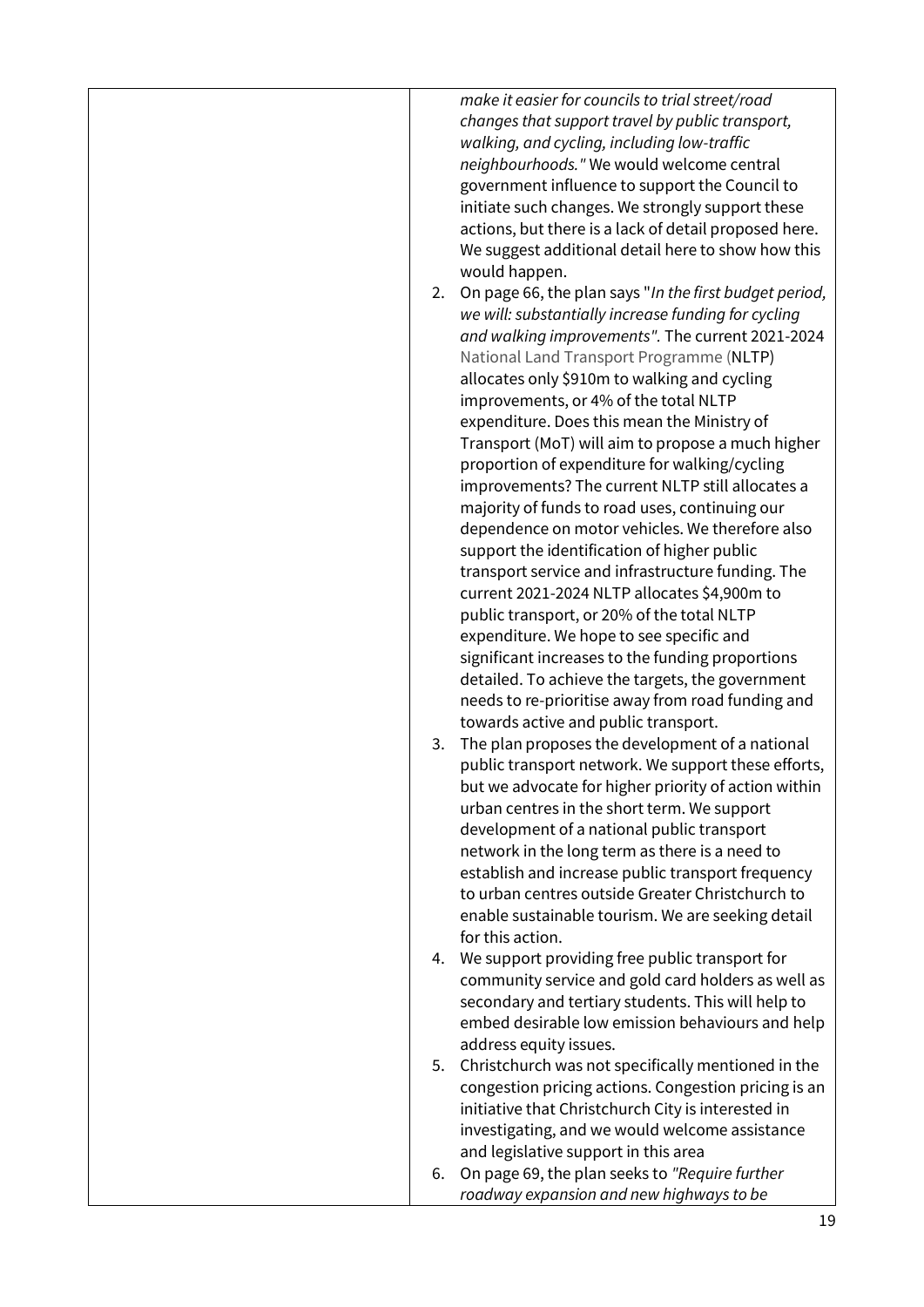| | *make it easier for councils to trial street/road changes that support travel by public transport, walking, and cycling, including low-traffic neighbourhoods."* We would welcome central government influence to support the Council to initiate such changes. We strongly support these actions, but there is a lack of detail proposed here. We suggest additional detail here to show how this would happen.<br>2. On page 66, the plan says "*In the first budget period, we will: substantially increase funding for cycling and walking improvements".* The current 2021-2024 National Land Transport Programme (NLTP) allocates only $910m to walking and cycling improvements, or 4% of the total NLTP expenditure. Does this mean the Ministry of Transport (MoT) will aim to propose a much higher proportion of expenditure for walking/cycling improvements? The current NLTP still allocates a majority of funds to road uses, continuing our dependence on motor vehicles. We therefore also support the identification of higher public transport service and infrastructure funding. The current 2021-2024 NLTP allocates $4,900m to public transport, or 20% of the total NLTP expenditure. We hope to see specific and significant increases to the funding proportions detailed. To achieve the targets, the government needs to re-prioritise away from road funding and towards active and public transport.<br>3. The plan proposes the development of a national public transport network. We support these efforts, but we advocate for higher priority of action within urban centres in the short term. We support development of a national public transport network in the long term as there is a need to establish and increase public transport frequency to urban centres outside Greater Christchurch to enable sustainable tourism. We are seeking detail for this action.<br>4. We support providing free public transport for community service and gold card holders as well as secondary and tertiary students. This will help to embed desirable low emission behaviours and help address equity issues.<br>5. Christchurch was not specifically mentioned in the congestion pricing actions. Congestion pricing is an initiative that Christchurch City is interested in investigating, and we would welcome assistance and legislative support in this area<br>6. On page 69, the plan seeks to *"Require further roadway expansion and new highways to be* |
|---|---|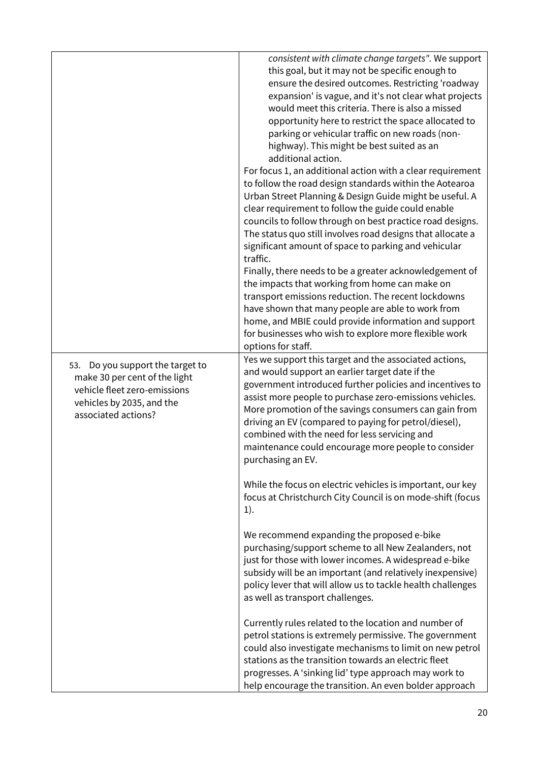| | |
|---|---|
| | *consistent with climate change targets".* We support this goal, but it may not be specific enough to ensure the desired outcomes. Restricting 'roadway expansion' is vague, and it's not clear what projects would meet this criteria. There is also a missed opportunity here to restrict the space allocated to parking or vehicular traffic on new roads (non-highway). This might be best suited as an additional action.<br>For focus 1, an additional action with a clear requirement to follow the road design standards within the Aotearoa Urban Street Planning & Design Guide might be useful. A clear requirement to follow the guide could enable councils to follow through on best practice road designs. The status quo still involves road designs that allocate a significant amount of space to parking and vehicular traffic.<br>Finally, there needs to be a greater acknowledgement of the impacts that working from home can make on transport emissions reduction. The recent lockdowns have shown that many people are able to work from home, and MBIE could provide information and support for businesses who wish to explore more flexible work options for staff. |
| 53. Do you support the target to make 30 per cent of the light vehicle fleet zero-emissions vehicles by 2035, and the associated actions? | Yes we support this target and the associated actions, and would support an earlier target date if the government introduced further policies and incentives to assist more people to purchase zero-emissions vehicles. More promotion of the savings consumers can gain from driving an EV (compared to paying for petrol/diesel), combined with the need for less servicing and maintenance could encourage more people to consider purchasing an EV.<br><br>While the focus on electric vehicles is important, our key focus at Christchurch City Council is on mode-shift (focus 1).<br><br>We recommend expanding the proposed e-bike purchasing/support scheme to all New Zealanders, not just for those with lower incomes. A widespread e-bike subsidy will be an important (and relatively inexpensive) policy lever that will allow us to tackle health challenges as well as transport challenges.<br><br>Currently rules related to the location and number of petrol stations is extremely permissive. The government could also investigate mechanisms to limit on new petrol stations as the transition towards an electric fleet progresses. A 'sinking lid' type approach may work to help encourage the transition. An even bolder approach |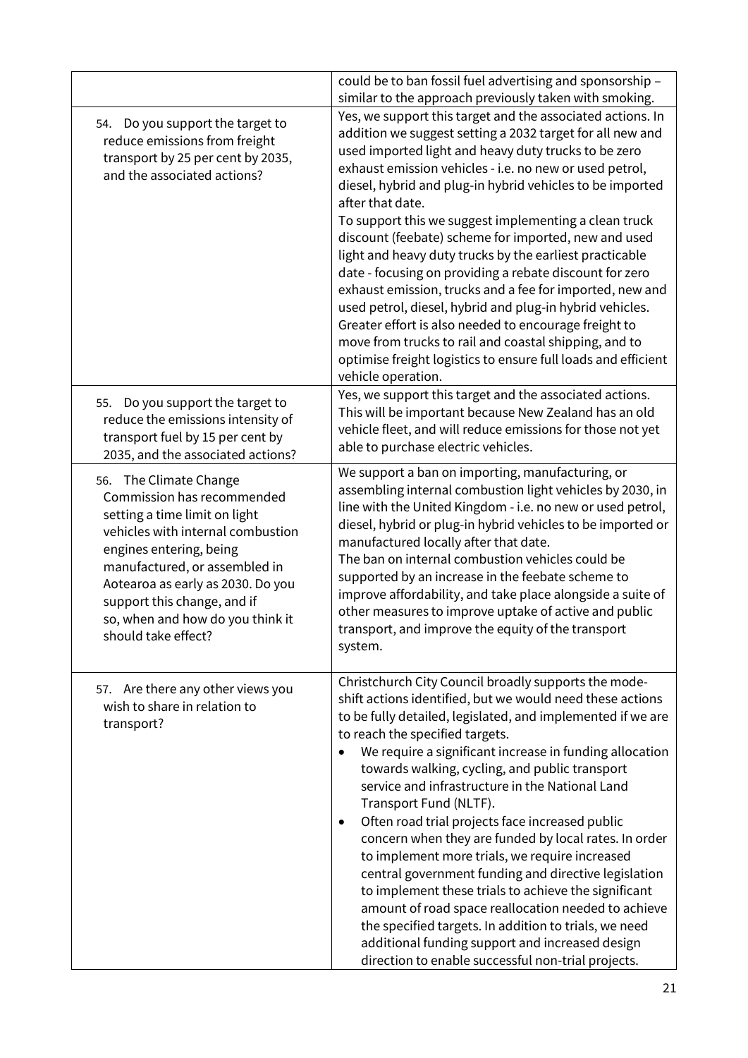| | |
|---|---|
| | could be to ban fossil fuel advertising and sponsorship – similar to the approach previously taken with smoking. |
| 54. Do you support the target to reduce emissions from freight transport by 25 per cent by 2035, and the associated actions? | Yes, we support this target and the associated actions. In addition we suggest setting a 2032 target for all new and used imported light and heavy duty trucks to be zero exhaust emission vehicles - i.e. no new or used petrol, diesel, hybrid and plug-in hybrid vehicles to be imported after that date.<br>To support this we suggest implementing a clean truck discount (feebate) scheme for imported, new and used light and heavy duty trucks by the earliest practicable date - focusing on providing a rebate discount for zero exhaust emission, trucks and a fee for imported, new and used petrol, diesel, hybrid and plug-in hybrid vehicles. Greater effort is also needed to encourage freight to move from trucks to rail and coastal shipping, and to optimise freight logistics to ensure full loads and efficient vehicle operation. |
| 55. Do you support the target to reduce the emissions intensity of transport fuel by 15 per cent by 2035, and the associated actions? | Yes, we support this target and the associated actions. This will be important because New Zealand has an old vehicle fleet, and will reduce emissions for those not yet able to purchase electric vehicles. |
| 56. The Climate Change Commission has recommended setting a time limit on light vehicles with internal combustion engines entering, being manufactured, or assembled in Aotearoa as early as 2030. Do you support this change, and if so, when and how do you think it should take effect? | We support a ban on importing, manufacturing, or assembling internal combustion light vehicles by 2030, in line with the United Kingdom - i.e. no new or used petrol, diesel, hybrid or plug-in hybrid vehicles to be imported or manufactured locally after that date.<br>The ban on internal combustion vehicles could be supported by an increase in the feebate scheme to improve affordability, and take place alongside a suite of other measures to improve uptake of active and public transport, and improve the equity of the transport system. |
| 57. Are there any other views you wish to share in relation to transport? | Christchurch City Council broadly supports the mode-shift actions identified, but we would need these actions to be fully detailed, legislated, and implemented if we are to reach the specified targets.<br>• We require a significant increase in funding allocation towards walking, cycling, and public transport service and infrastructure in the National Land Transport Fund (NLTF).<br>• Often road trial projects face increased public concern when they are funded by local rates. In order to implement more trials, we require increased central government funding and directive legislation to implement these trials to achieve the significant amount of road space reallocation needed to achieve the specified targets. In addition to trials, we need additional funding support and increased design direction to enable successful non-trial projects. |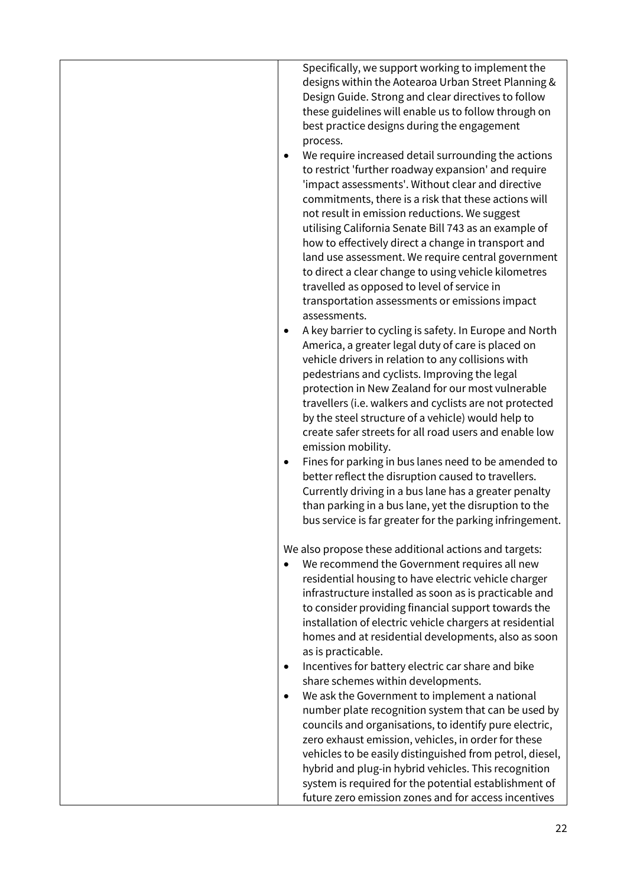| | |
|---|---|
| | Specifically, we support working to implement the designs within the Aotearoa Urban Street Planning & Design Guide. Strong and clear directives to follow these guidelines will enable us to follow through on best practice designs during the engagement process.<br>• We require increased detail surrounding the actions to restrict 'further roadway expansion' and require 'impact assessments'. Without clear and directive commitments, there is a risk that these actions will not result in emission reductions. We suggest utilising California Senate Bill 743 as an example of how to effectively direct a change in transport and land use assessment. We require central government to direct a clear change to using vehicle kilometres travelled as opposed to level of service in transportation assessments or emissions impact assessments.<br>• A key barrier to cycling is safety. In Europe and North America, a greater legal duty of care is placed on vehicle drivers in relation to any collisions with pedestrians and cyclists. Improving the legal protection in New Zealand for our most vulnerable travellers (i.e. walkers and cyclists are not protected by the steel structure of a vehicle) would help to create safer streets for all road users and enable low emission mobility.<br>• Fines for parking in bus lanes need to be amended to better reflect the disruption caused to travellers. Currently driving in a bus lane has a greater penalty than parking in a bus lane, yet the disruption to the bus service is far greater for the parking infringement.<br><br>We also propose these additional actions and targets:<br>• We recommend the Government requires all new residential housing to have electric vehicle charger infrastructure installed as soon as is practicable and to consider providing financial support towards the installation of electric vehicle chargers at residential homes and at residential developments, also as soon as is practicable.<br>• Incentives for battery electric car share and bike share schemes within developments.<br>• We ask the Government to implement a national number plate recognition system that can be used by councils and organisations, to identify pure electric, zero exhaust emission, vehicles, in order for these vehicles to be easily distinguished from petrol, diesel, hybrid and plug-in hybrid vehicles. This recognition system is required for the potential establishment of future zero emission zones and for access incentives |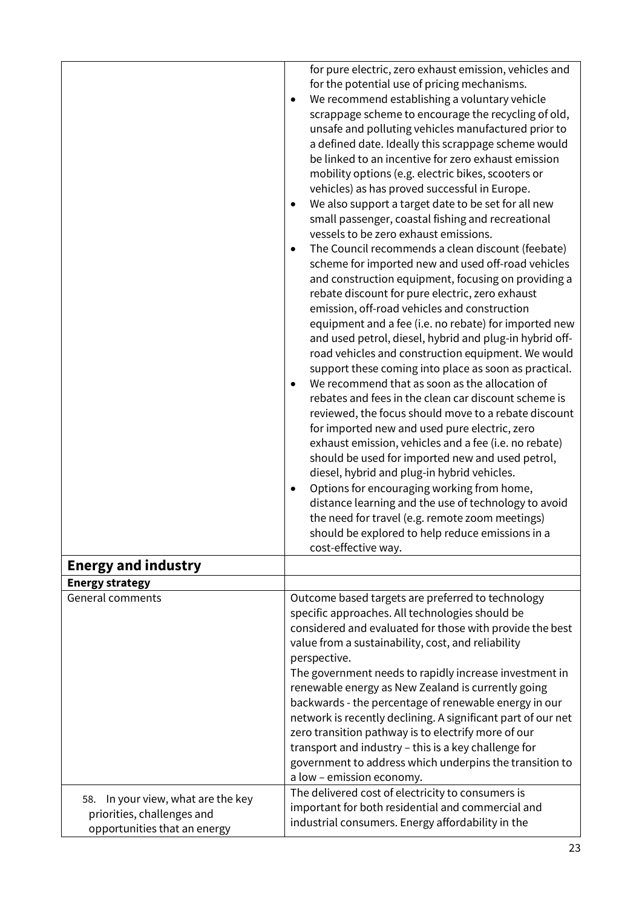| | |
|---|---|
| | for pure electric, zero exhaust emission, vehicles and for the potential use of pricing mechanisms.<br>• We recommend establishing a voluntary vehicle scrappage scheme to encourage the recycling of old, unsafe and polluting vehicles manufactured prior to a defined date. Ideally this scrappage scheme would be linked to an incentive for zero exhaust emission mobility options (e.g. electric bikes, scooters or vehicles) as has proved successful in Europe.<br>• We also support a target date to be set for all new small passenger, coastal fishing and recreational vessels to be zero exhaust emissions.<br>• The Council recommends a clean discount (feebate) scheme for imported new and used off-road vehicles and construction equipment, focusing on providing a rebate discount for pure electric, zero exhaust emission, off-road vehicles and construction equipment and a fee (i.e. no rebate) for imported new and used petrol, diesel, hybrid and plug-in hybrid off-road vehicles and construction equipment. We would support these coming into place as soon as practical.<br>• We recommend that as soon as the allocation of rebates and fees in the clean car discount scheme is reviewed, the focus should move to a rebate discount for imported new and used pure electric, zero exhaust emission, vehicles and a fee (i.e. no rebate) should be used for imported new and used petrol, diesel, hybrid and plug-in hybrid vehicles.<br>• Options for encouraging working from home, distance learning and the use of technology to avoid the need for travel (e.g. remote zoom meetings) should be explored to help reduce emissions in a cost-effective way. |
| **Energy and industry** | |
| **Energy strategy** | |
| General comments | Outcome based targets are preferred to technology specific approaches. All technologies should be considered and evaluated for those with provide the best value from a sustainability, cost, and reliability perspective.<br>The government needs to rapidly increase investment in renewable energy as New Zealand is currently going backwards - the percentage of renewable energy in our network is recently declining. A significant part of our net zero transition pathway is to electrify more of our transport and industry – this is a key challenge for government to address which underpins the transition to a low – emission economy. |
| 58. In your view, what are the key priorities, challenges and opportunities that an energy | The delivered cost of electricity to consumers is important for both residential and commercial and industrial consumers. Energy affordability in the |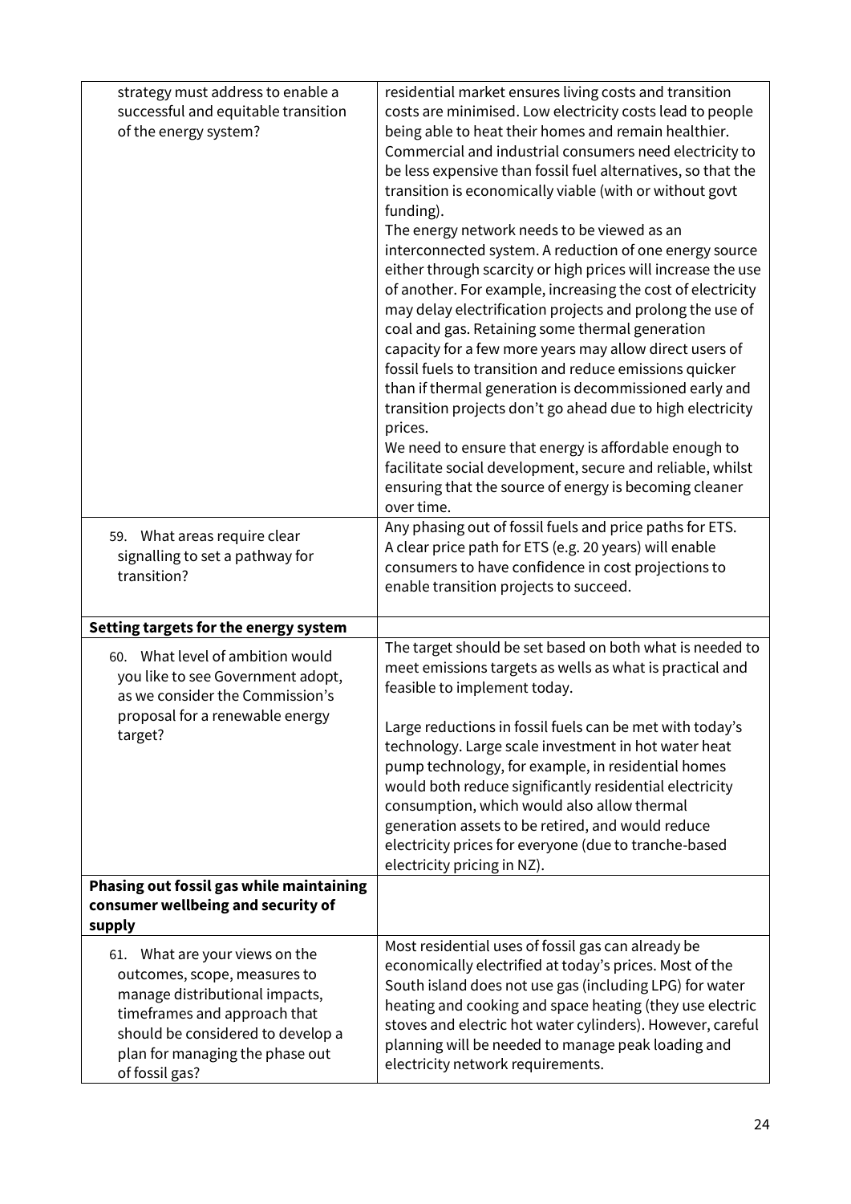| | |
|---|---|
| strategy must address to enable a successful and equitable transition of the energy system? | residential market ensures living costs and transition costs are minimised. Low electricity costs lead to people being able to heat their homes and remain healthier. Commercial and industrial consumers need electricity to be less expensive than fossil fuel alternatives, so that the transition is economically viable (with or without govt funding).<br>The energy network needs to be viewed as an interconnected system. A reduction of one energy source either through scarcity or high prices will increase the use of another. For example, increasing the cost of electricity may delay electrification projects and prolong the use of coal and gas. Retaining some thermal generation capacity for a few more years may allow direct users of fossil fuels to transition and reduce emissions quicker than if thermal generation is decommissioned early and transition projects don't go ahead due to high electricity prices.<br>We need to ensure that energy is affordable enough to facilitate social development, secure and reliable, whilst ensuring that the source of energy is becoming cleaner over time. |
| 59. What areas require clear signalling to set a pathway for transition? | Any phasing out of fossil fuels and price paths for ETS. A clear price path for ETS (e.g. 20 years) will enable consumers to have confidence in cost projections to enable transition projects to succeed. |
| **Setting targets for the energy system** | |
| 60. What level of ambition would you like to see Government adopt, as we consider the Commission's proposal for a renewable energy target? | The target should be set based on both what is needed to meet emissions targets as wells as what is practical and feasible to implement today.<br><br>Large reductions in fossil fuels can be met with today's technology. Large scale investment in hot water heat pump technology, for example, in residential homes would both reduce significantly residential electricity consumption, which would also allow thermal generation assets to be retired, and would reduce electricity prices for everyone (due to tranche-based electricity pricing in NZ). |
| **Phasing out fossil gas while maintaining consumer wellbeing and security of supply** | |
| 61. What are your views on the outcomes, scope, measures to manage distributional impacts, timeframes and approach that should be considered to develop a plan for managing the phase out of fossil gas? | Most residential uses of fossil gas can already be economically electrified at today's prices. Most of the South island does not use gas (including LPG) for water heating and cooking and space heating (they use electric stoves and electric hot water cylinders). However, careful planning will be needed to manage peak loading and electricity network requirements. |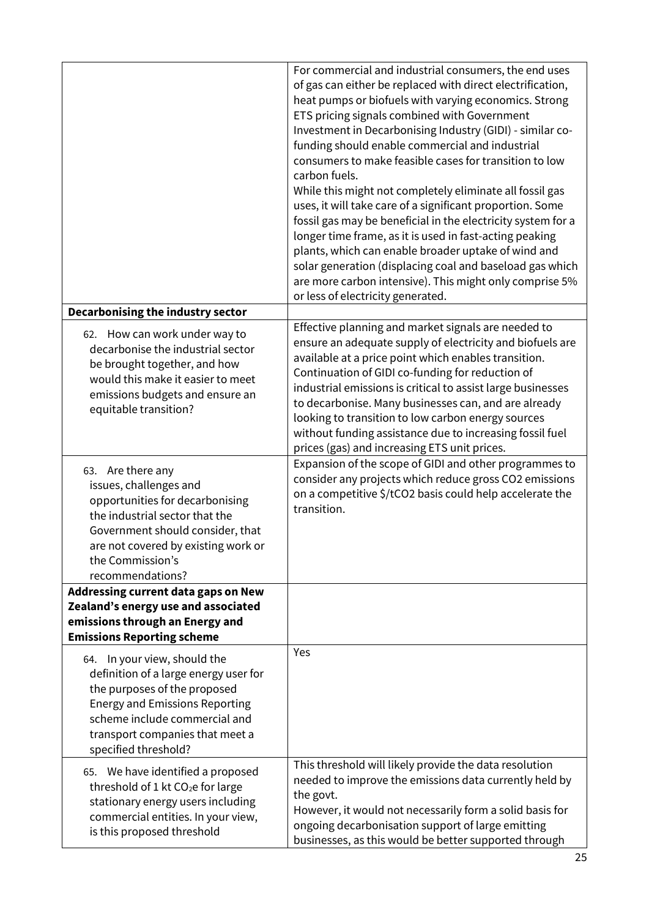| | |
|---|---|
| | For commercial and industrial consumers, the end uses of gas can either be replaced with direct electrification, heat pumps or biofuels with varying economics. Strong ETS pricing signals combined with Government Investment in Decarbonising Industry (GIDI) - similar co-funding should enable commercial and industrial consumers to make feasible cases for transition to low carbon fuels.<br>While this might not completely eliminate all fossil gas uses, it will take care of a significant proportion. Some fossil gas may be beneficial in the electricity system for a longer time frame, as it is used in fast-acting peaking plants, which can enable broader uptake of wind and solar generation (displacing coal and baseload gas which are more carbon intensive). This might only comprise 5% or less of electricity generated. |
| **Decarbonising the industry sector** | |
| 62. How can work under way to decarbonise the industrial sector be brought together, and how would this make it easier to meet emissions budgets and ensure an equitable transition? | Effective planning and market signals are needed to ensure an adequate supply of electricity and biofuels are available at a price point which enables transition. Continuation of GIDI co-funding for reduction of industrial emissions is critical to assist large businesses to decarbonise. Many businesses can, and are already looking to transition to low carbon energy sources without funding assistance due to increasing fossil fuel prices (gas) and increasing ETS unit prices. |
| 63. Are there any issues, challenges and opportunities for decarbonising the industrial sector that the Government should consider, that are not covered by existing work or the Commission's recommendations? | Expansion of the scope of GIDI and other programmes to consider any projects which reduce gross $CO_2$ emissions on a competitive \$/t$CO_2$ basis could help accelerate the transition. |
| **Addressing current data gaps on New Zealand's energy use and associated emissions through an Energy and Emissions Reporting scheme** | |
| 64. In your view, should the definition of a large energy user for the purposes of the proposed Energy and Emissions Reporting scheme include commercial and transport companies that meet a specified threshold? | Yes |
| 65. We have identified a proposed threshold of 1 kt $CO_2e$ for large stationary energy users including commercial entities. In your view, is this proposed threshold | This threshold will likely provide the data resolution needed to improve the emissions data currently held by the govt.<br>However, it would not necessarily form a solid basis for ongoing decarbonisation support of large emitting businesses, as this would be better supported through |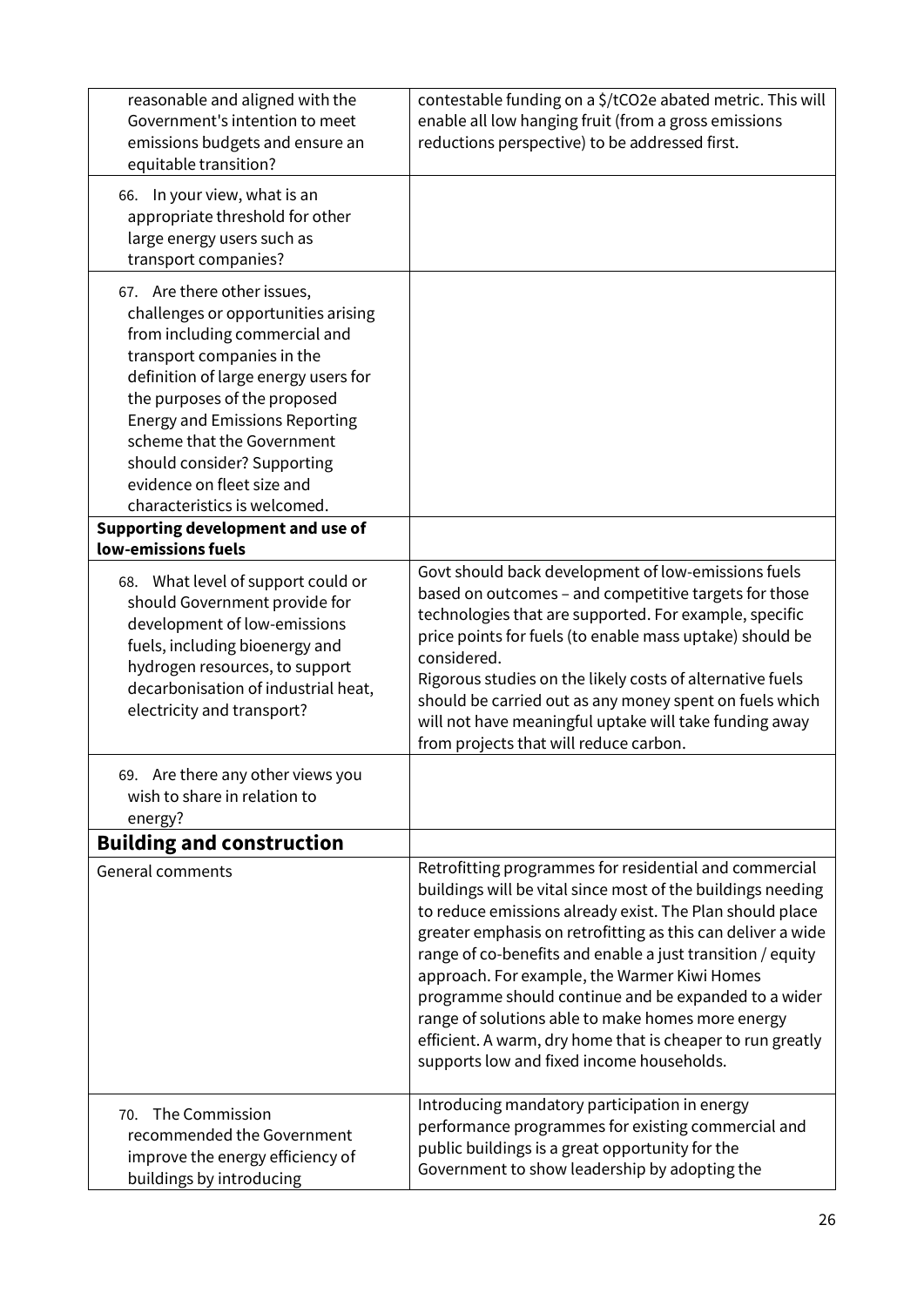| | |
|---|---|
| reasonable and aligned with the Government's intention to meet emissions budgets and ensure an equitable transition? | contestable funding on a $/tCO2e abated metric. This will enable all low hanging fruit (from a gross emissions reductions perspective) to be addressed first. |
| 66. In your view, what is an appropriate threshold for other large energy users such as transport companies? | |
| 67. Are there other issues, challenges or opportunities arising from including commercial and transport companies in the definition of large energy users for the purposes of the proposed Energy and Emissions Reporting scheme that the Government should consider? Supporting evidence on fleet size and characteristics is welcomed. | |
| **Supporting development and use of low-emissions fuels** | |
| 68. What level of support could or should Government provide for development of low-emissions fuels, including bioenergy and hydrogen resources, to support decarbonisation of industrial heat, electricity and transport? | Govt should back development of low-emissions fuels based on outcomes – and competitive targets for those technologies that are supported. For example, specific price points for fuels (to enable mass uptake) should be considered.<br>Rigorous studies on the likely costs of alternative fuels should be carried out as any money spent on fuels which will not have meaningful uptake will take funding away from projects that will reduce carbon. |
| 69. Are there any other views you wish to share in relation to energy? | |
| **Building and construction** | |
| General comments | Retrofitting programmes for residential and commercial buildings will be vital since most of the buildings needing to reduce emissions already exist. The Plan should place greater emphasis on retrofitting as this can deliver a wide range of co-benefits and enable a just transition / equity approach. For example, the Warmer Kiwi Homes programme should continue and be expanded to a wider range of solutions able to make homes more energy efficient. A warm, dry home that is cheaper to run greatly supports low and fixed income households. |
| 70. The Commission recommended the Government improve the energy efficiency of buildings by introducing | Introducing mandatory participation in energy performance programmes for existing commercial and public buildings is a great opportunity for the Government to show leadership by adopting the |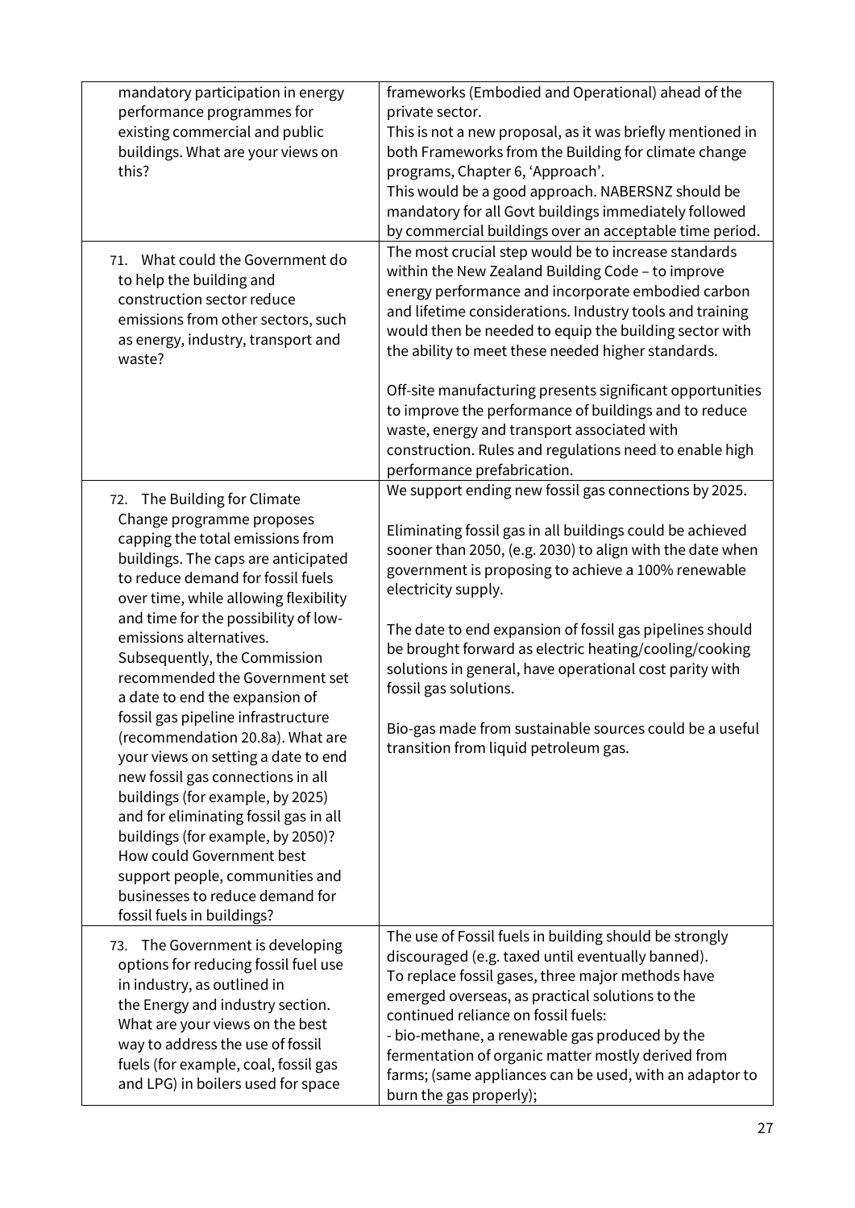| | |
|---|---|
| mandatory participation in energy performance programmes for existing commercial and public buildings. What are your views on this? | frameworks (Embodied and Operational) ahead of the private sector.<br>This is not a new proposal, as it was briefly mentioned in both Frameworks from the Building for climate change programs, Chapter 6, 'Approach'.<br>This would be a good approach. NABERSNZ should be mandatory for all Govt buildings immediately followed by commercial buildings over an acceptable time period. |
| 71. What could the Government do to help the building and construction sector reduce emissions from other sectors, such as energy, industry, transport and waste? | The most crucial step would be to increase standards within the New Zealand Building Code – to improve energy performance and incorporate embodied carbon and lifetime considerations. Industry tools and training would then be needed to equip the building sector with the ability to meet these needed higher standards.<br><br>Off-site manufacturing presents significant opportunities to improve the performance of buildings and to reduce waste, energy and transport associated with construction. Rules and regulations need to enable high performance prefabrication. |
| 72. The Building for Climate Change programme proposes capping the total emissions from buildings. The caps are anticipated to reduce demand for fossil fuels over time, while allowing flexibility and time for the possibility of low-emissions alternatives. Subsequently, the Commission recommended the Government set a date to end the expansion of fossil gas pipeline infrastructure (recommendation 20.8a). What are your views on setting a date to end new fossil gas connections in all buildings (for example, by 2025) and for eliminating fossil gas in all buildings (for example, by 2050)? How could Government best support people, communities and businesses to reduce demand for fossil fuels in buildings? | We support ending new fossil gas connections by 2025.<br><br>Eliminating fossil gas in all buildings could be achieved sooner than 2050, (e.g. 2030) to align with the date when government is proposing to achieve a 100% renewable electricity supply.<br><br>The date to end expansion of fossil gas pipelines should be brought forward as electric heating/cooling/cooking solutions in general, have operational cost parity with fossil gas solutions.<br><br>Bio-gas made from sustainable sources could be a useful transition from liquid petroleum gas. |
| 73. The Government is developing options for reducing fossil fuel use in industry, as outlined in the Energy and industry section. What are your views on the best way to address the use of fossil fuels (for example, coal, fossil gas and LPG) in boilers used for space | The use of Fossil fuels in building should be strongly discouraged (e.g. taxed until eventually banned).<br>To replace fossil gases, three major methods have emerged overseas, as practical solutions to the continued reliance on fossil fuels:<br>- bio-methane, a renewable gas produced by the fermentation of organic matter mostly derived from farms; (same appliances can be used, with an adaptor to burn the gas properly); |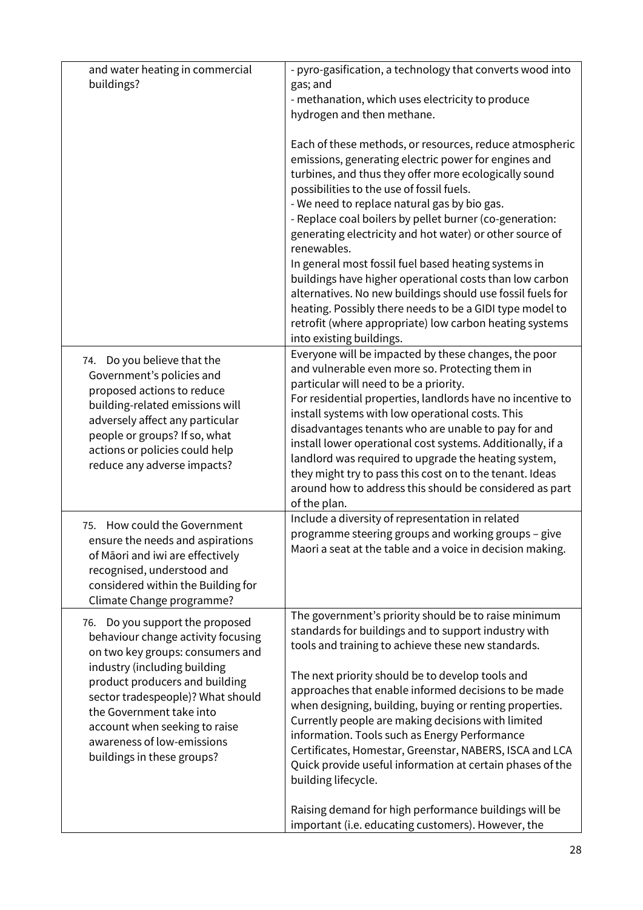| | |
|---|---|
| and water heating in commercial buildings? | - pyro-gasification, a technology that converts wood into gas; and<br>- methanation, which uses electricity to produce hydrogen and then methane.<br><br>Each of these methods, or resources, reduce atmospheric emissions, generating electric power for engines and turbines, and thus they offer more ecologically sound possibilities to the use of fossil fuels.<br>- We need to replace natural gas by bio gas.<br>- Replace coal boilers by pellet burner (co-generation: generating electricity and hot water) or other source of renewables.<br>In general most fossil fuel based heating systems in buildings have higher operational costs than low carbon alternatives. No new buildings should use fossil fuels for heating. Possibly there needs to be a GIDI type model to retrofit (where appropriate) low carbon heating systems into existing buildings. |
| 74. Do you believe that the Government's policies and proposed actions to reduce building-related emissions will adversely affect any particular people or groups? If so, what actions or policies could help reduce any adverse impacts? | Everyone will be impacted by these changes, the poor and vulnerable even more so. Protecting them in particular will need to be a priority.<br>For residential properties, landlords have no incentive to install systems with low operational costs. This disadvantages tenants who are unable to pay for and install lower operational cost systems. Additionally, if a landlord was required to upgrade the heating system, they might try to pass this cost on to the tenant. Ideas around how to address this should be considered as part of the plan. |
| 75. How could the Government ensure the needs and aspirations of Māori and iwi are effectively recognised, understood and considered within the Building for Climate Change programme? | Include a diversity of representation in related programme steering groups and working groups – give Maori a seat at the table and a voice in decision making. |
| 76. Do you support the proposed behaviour change activity focusing on two key groups: consumers and industry (including building product producers and building sector tradespeople)? What should the Government take into account when seeking to raise awareness of low-emissions buildings in these groups? | The government's priority should be to raise minimum standards for buildings and to support industry with tools and training to achieve these new standards.<br><br>The next priority should be to develop tools and approaches that enable informed decisions to be made when designing, building, buying or renting properties. Currently people are making decisions with limited information. Tools such as Energy Performance Certificates, Homestar, Greenstar, NABERS, ISCA and LCA Quick provide useful information at certain phases of the building lifecycle.<br><br>Raising demand for high performance buildings will be important (i.e. educating customers). However, the |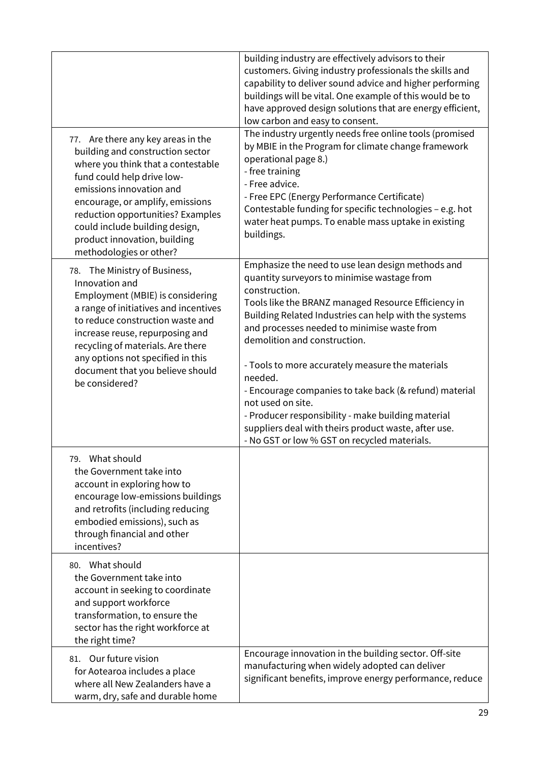| | |
|---|---|
| | building industry are effectively advisors to their customers. Giving industry professionals the skills and capability to deliver sound advice and higher performing buildings will be vital. One example of this would be to have approved design solutions that are energy efficient, low carbon and easy to consent. |
| 77. Are there any key areas in the building and construction sector where you think that a contestable fund could help drive low-emissions innovation and encourage, or amplify, emissions reduction opportunities? Examples could include building design, product innovation, building methodologies or other? | The industry urgently needs free online tools (promised by MBIE in the Program for climate change framework operational page 8.)<br>- free training<br>- Free advice.<br>- Free EPC (Energy Performance Certificate)<br>Contestable funding for specific technologies – e.g. hot water heat pumps. To enable mass uptake in existing buildings. |
| 78. The Ministry of Business, Innovation and Employment (MBIE) is considering a range of initiatives and incentives to reduce construction waste and increase reuse, repurposing and recycling of materials. Are there any options not specified in this document that you believe should be considered? | Emphasize the need to use lean design methods and quantity surveyors to minimise wastage from construction.<br>Tools like the BRANZ managed Resource Efficiency in Building Related Industries can help with the systems and processes needed to minimise waste from demolition and construction.<br><br>- Tools to more accurately measure the materials needed.<br>- Encourage companies to take back (& refund) material not used on site.<br>- Producer responsibility - make building material suppliers deal with theirs product waste, after use.<br>- No GST or low % GST on recycled materials. |
| 79. What should the Government take into account in exploring how to encourage low-emissions buildings and retrofits (including reducing embodied emissions), such as through financial and other incentives? | |
| 80. What should the Government take into account in seeking to coordinate and support workforce transformation, to ensure the sector has the right workforce at the right time? | |
| 81. Our future vision for Aotearoa includes a place where all New Zealanders have a warm, dry, safe and durable home | Encourage innovation in the building sector. Off-site manufacturing when widely adopted can deliver significant benefits, improve energy performance, reduce |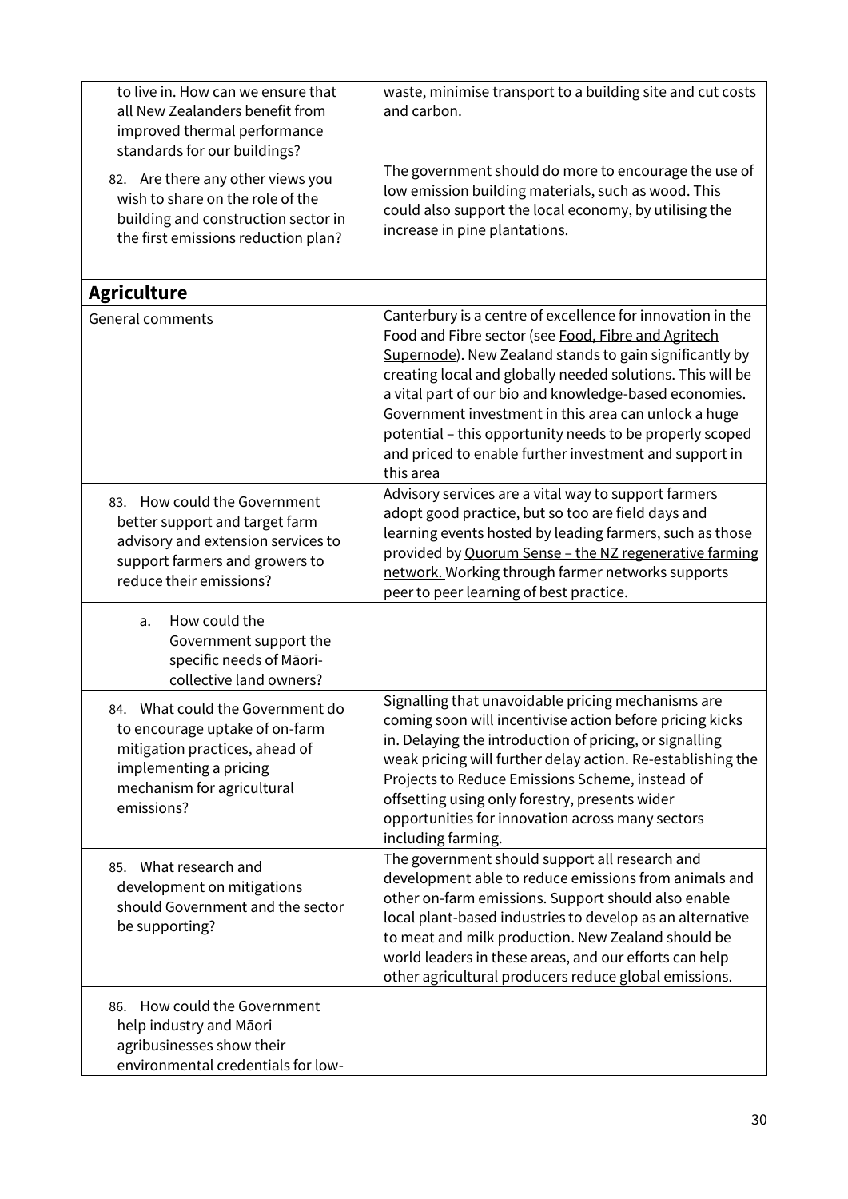| | |
|---|---|
| to live in. How can we ensure that all New Zealanders benefit from improved thermal performance standards for our buildings? | waste, minimise transport to a building site and cut costs and carbon. |
| 82. Are there any other views you wish to share on the role of the building and construction sector in the first emissions reduction plan? | The government should do more to encourage the use of low emission building materials, such as wood. This could also support the local economy, by utilising the increase in pine plantations. |
| **Agriculture** | |
| General comments | Canterbury is a centre of excellence for innovation in the Food and Fibre sector (see Food, Fibre and Agritech Supernode). New Zealand stands to gain significantly by creating local and globally needed solutions. This will be a vital part of our bio and knowledge-based economies. Government investment in this area can unlock a huge potential – this opportunity needs to be properly scoped and priced to enable further investment and support in this area |
| 83. How could the Government better support and target farm advisory and extension services to support farmers and growers to reduce their emissions? | Advisory services are a vital way to support farmers adopt good practice, but so too are field days and learning events hosted by leading farmers, such as those provided by Quorum Sense – the NZ regenerative farming network. Working through farmer networks supports peer to peer learning of best practice. |
| a. How could the Government support the specific needs of Māori-collective land owners? | |
| 84. What could the Government do to encourage uptake of on-farm mitigation practices, ahead of implementing a pricing mechanism for agricultural emissions? | Signalling that unavoidable pricing mechanisms are coming soon will incentivise action before pricing kicks in. Delaying the introduction of pricing, or signalling weak pricing will further delay action. Re-establishing the Projects to Reduce Emissions Scheme, instead of offsetting using only forestry, presents wider opportunities for innovation across many sectors including farming. |
| 85. What research and development on mitigations should Government and the sector be supporting? | The government should support all research and development able to reduce emissions from animals and other on-farm emissions. Support should also enable local plant-based industries to develop as an alternative to meat and milk production. New Zealand should be world leaders in these areas, and our efforts can help other agricultural producers reduce global emissions. |
| 86. How could the Government help industry and Māori agribusinesses show their environmental credentials for low- | |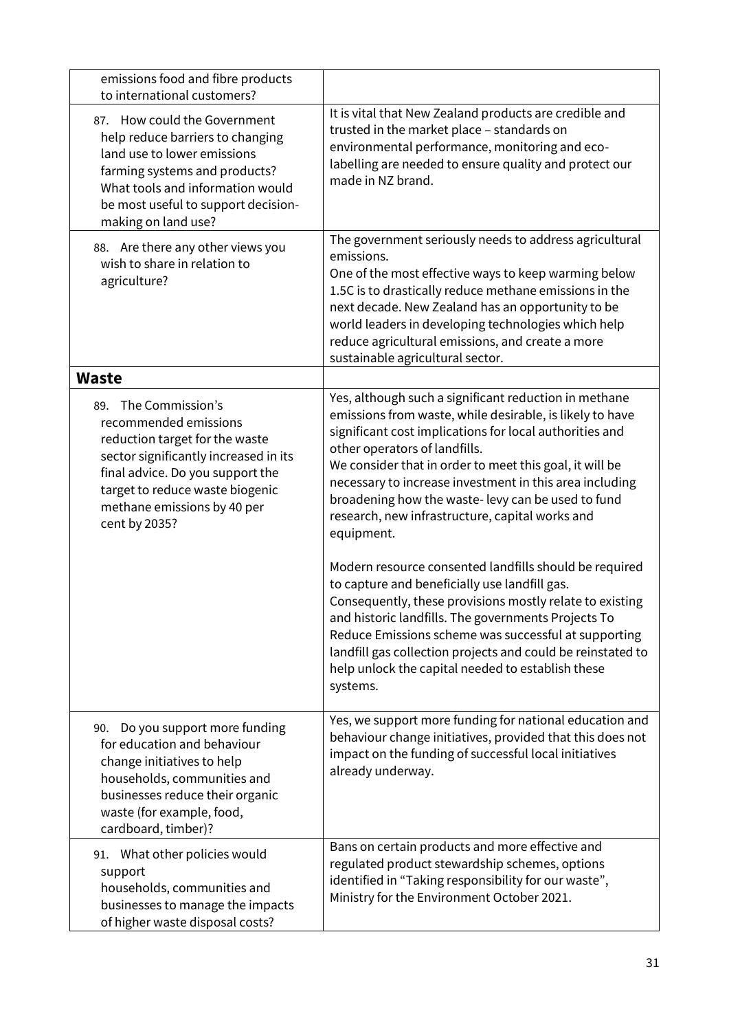| | |
|---|---|
| emissions food and fibre products to international customers? | |
| 87. How could the Government help reduce barriers to changing land use to lower emissions farming systems and products? What tools and information would be most useful to support decision-making on land use? | It is vital that New Zealand products are credible and trusted in the market place – standards on environmental performance, monitoring and eco-labelling are needed to ensure quality and protect our made in NZ brand. |
| 88. Are there any other views you wish to share in relation to agriculture? | The government seriously needs to address agricultural emissions.<br>One of the most effective ways to keep warming below 1.5C is to drastically reduce methane emissions in the next decade. New Zealand has an opportunity to be world leaders in developing technologies which help reduce agricultural emissions, and create a more sustainable agricultural sector. |
| **Waste** | |
| 89. The Commission's recommended emissions reduction target for the waste sector significantly increased in its final advice. Do you support the target to reduce waste biogenic methane emissions by 40 per cent by 2035? | Yes, although such a significant reduction in methane emissions from waste, while desirable, is likely to have significant cost implications for local authorities and other operators of landfills.<br>We consider that in order to meet this goal, it will be necessary to increase investment in this area including broadening how the waste- levy can be used to fund research, new infrastructure, capital works and equipment.<br><br>Modern resource consented landfills should be required to capture and beneficially use landfill gas. Consequently, these provisions mostly relate to existing and historic landfills. The governments Projects To Reduce Emissions scheme was successful at supporting landfill gas collection projects and could be reinstated to help unlock the capital needed to establish these systems. |
| 90. Do you support more funding for education and behaviour change initiatives to help households, communities and businesses reduce their organic waste (for example, food, cardboard, timber)? | Yes, we support more funding for national education and behaviour change initiatives, provided that this does not impact on the funding of successful local initiatives already underway. |
| 91. What other policies would support households, communities and businesses to manage the impacts of higher waste disposal costs? | Bans on certain products and more effective and regulated product stewardship schemes, options identified in "Taking responsibility for our waste", Ministry for the Environment October 2021. |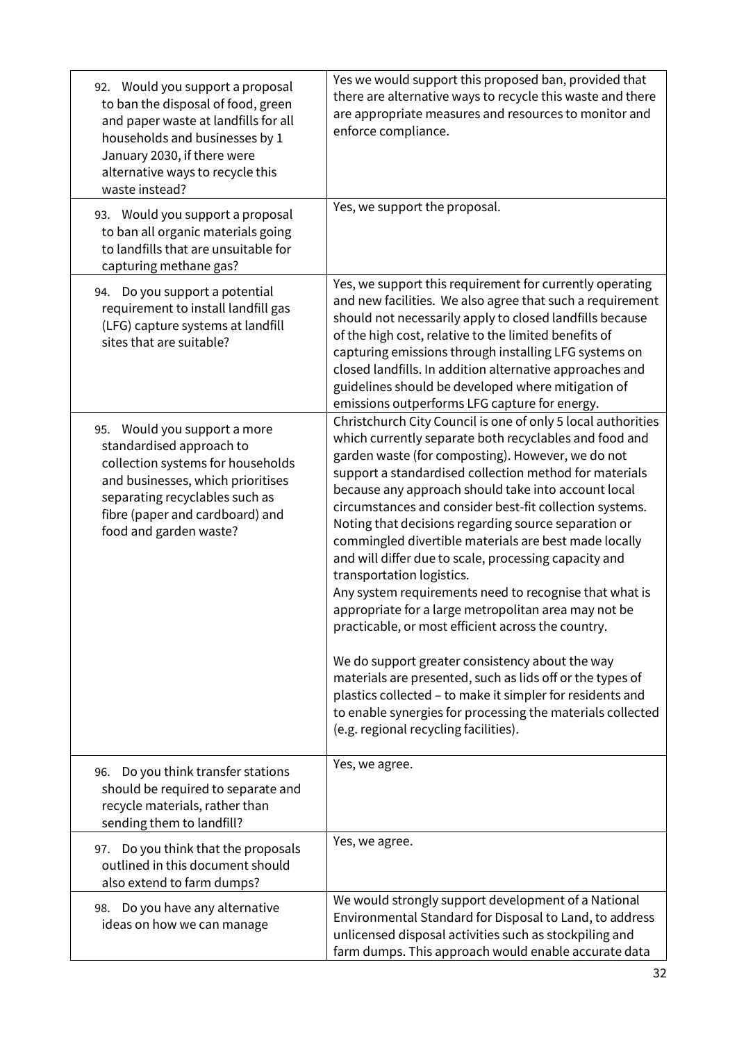| | |
|---|---|
| 92. Would you support a proposal to ban the disposal of food, green and paper waste at landfills for all households and businesses by 1 January 2030, if there were alternative ways to recycle this waste instead? | Yes we would support this proposed ban, provided that there are alternative ways to recycle this waste and there are appropriate measures and resources to monitor and enforce compliance. |
| 93. Would you support a proposal to ban all organic materials going to landfills that are unsuitable for capturing methane gas? | Yes, we support the proposal. |
| 94. Do you support a potential requirement to install landfill gas (LFG) capture systems at landfill sites that are suitable? | Yes, we support this requirement for currently operating and new facilities. We also agree that such a requirement should not necessarily apply to closed landfills because of the high cost, relative to the limited benefits of capturing emissions through installing LFG systems on closed landfills. In addition alternative approaches and guidelines should be developed where mitigation of emissions outperforms LFG capture for energy. |
| 95. Would you support a more standardised approach to collection systems for households and businesses, which prioritises separating recyclables such as fibre (paper and cardboard) and food and garden waste? | Christchurch City Council is one of only 5 local authorities which currently separate both recyclables and food and garden waste (for composting). However, we do not support a standardised collection method for materials because any approach should take into account local circumstances and consider best-fit collection systems. Noting that decisions regarding source separation or commingled divertible materials are best made locally and will differ due to scale, processing capacity and transportation logistics.<br>Any system requirements need to recognise that what is appropriate for a large metropolitan area may not be practicable, or most efficient across the country.<br><br>We do support greater consistency about the way materials are presented, such as lids off or the types of plastics collected – to make it simpler for residents and to enable synergies for processing the materials collected (e.g. regional recycling facilities). |
| 96. Do you think transfer stations should be required to separate and recycle materials, rather than sending them to landfill? | Yes, we agree. |
| 97. Do you think that the proposals outlined in this document should also extend to farm dumps? | Yes, we agree. |
| 98. Do you have any alternative ideas on how we can manage | We would strongly support development of a National Environmental Standard for Disposal to Land, to address unlicensed disposal activities such as stockpiling and farm dumps. This approach would enable accurate data |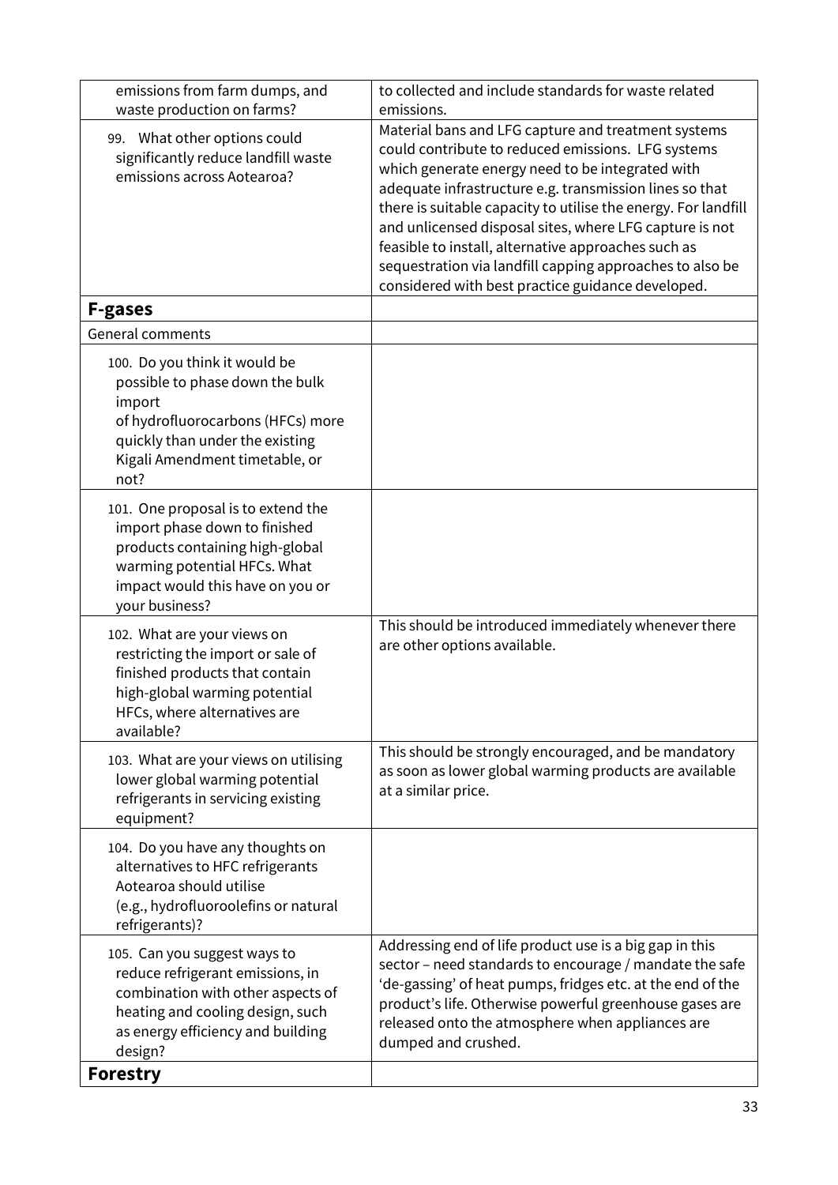| | |
|---|---|
| emissions from farm dumps, and waste production on farms? | to collected and include standards for waste related emissions. |
| 99. What other options could significantly reduce landfill waste emissions across Aotearoa? | Material bans and LFG capture and treatment systems could contribute to reduced emissions. LFG systems which generate energy need to be integrated with adequate infrastructure e.g. transmission lines so that there is suitable capacity to utilise the energy. For landfill and unlicensed disposal sites, where LFG capture is not feasible to install, alternative approaches such as sequestration via landfill capping approaches to also be considered with best practice guidance developed. |
| **F-gases** | |
| General comments | |
| 100. Do you think it would be possible to phase down the bulk import of hydrofluorocarbons (HFCs) more quickly than under the existing Kigali Amendment timetable, or not? | |
| 101. One proposal is to extend the import phase down to finished products containing high-global warming potential HFCs. What impact would this have on you or your business? | |
| 102. What are your views on restricting the import or sale of finished products that contain high-global warming potential HFCs, where alternatives are available? | This should be introduced immediately whenever there are other options available. |
| 103. What are your views on utilising lower global warming potential refrigerants in servicing existing equipment? | This should be strongly encouraged, and be mandatory as soon as lower global warming products are available at a similar price. |
| 104. Do you have any thoughts on alternatives to HFC refrigerants Aotearoa should utilise (e.g., hydrofluoroolefins or natural refrigerants)? | |
| 105. Can you suggest ways to reduce refrigerant emissions, in combination with other aspects of heating and cooling design, such as energy efficiency and building design? | Addressing end of life product use is a big gap in this sector – need standards to encourage / mandate the safe 'de-gassing' of heat pumps, fridges etc. at the end of the product's life. Otherwise powerful greenhouse gases are released onto the atmosphere when appliances are dumped and crushed. |
| **Forestry** | |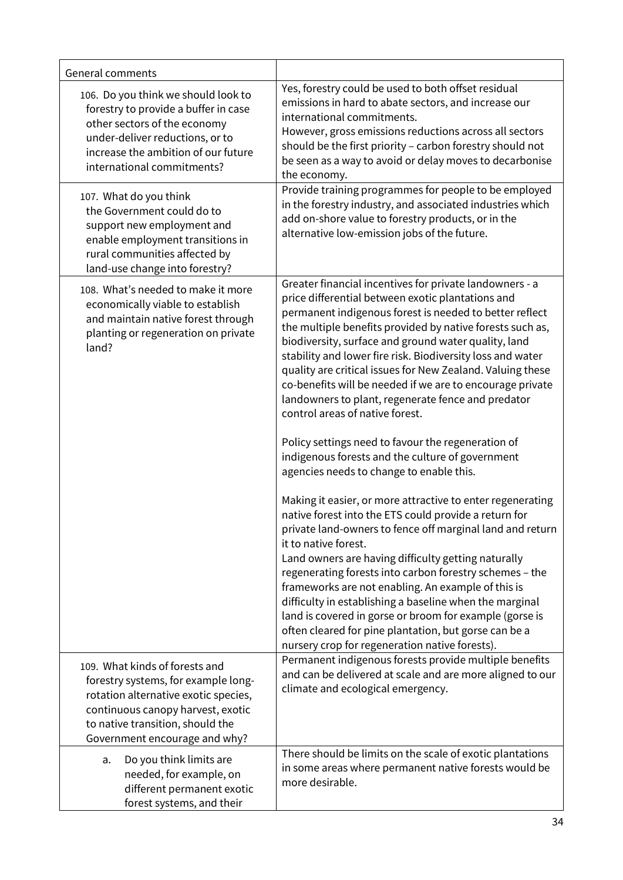| General comments | |
|---|---|
| 106. Do you think we should look to forestry to provide a buffer in case other sectors of the economy under-deliver reductions, or to increase the ambition of our future international commitments? | Yes, forestry could be used to both offset residual emissions in hard to abate sectors, and increase our international commitments.<br>However, gross emissions reductions across all sectors should be the first priority – carbon forestry should not be seen as a way to avoid or delay moves to decarbonise the economy. |
| 107. What do you think the Government could do to support new employment and enable employment transitions in rural communities affected by land-use change into forestry? | Provide training programmes for people to be employed in the forestry industry, and associated industries which add on-shore value to forestry products, or in the alternative low-emission jobs of the future. |
| 108. What's needed to make it more economically viable to establish and maintain native forest through planting or regeneration on private land? | Greater financial incentives for private landowners - a price differential between exotic plantations and permanent indigenous forest is needed to better reflect the multiple benefits provided by native forests such as, biodiversity, surface and ground water quality, land stability and lower fire risk. Biodiversity loss and water quality are critical issues for New Zealand. Valuing these co-benefits will be needed if we are to encourage private landowners to plant, regenerate fence and predator control areas of native forest.<br><br>Policy settings need to favour the regeneration of indigenous forests and the culture of government agencies needs to change to enable this.<br><br>Making it easier, or more attractive to enter regenerating native forest into the ETS could provide a return for private land-owners to fence off marginal land and return it to native forest.<br>Land owners are having difficulty getting naturally regenerating forests into carbon forestry schemes – the frameworks are not enabling. An example of this is difficulty in establishing a baseline when the marginal land is covered in gorse or broom for example (gorse is often cleared for pine plantation, but gorse can be a nursery crop for regeneration native forests). |
| 109. What kinds of forests and forestry systems, for example long-rotation alternative exotic species, continuous canopy harvest, exotic to native transition, should the Government encourage and why? | Permanent indigenous forests provide multiple benefits and can be delivered at scale and are more aligned to our climate and ecological emergency. |
| a. Do you think limits are needed, for example, on different permanent exotic forest systems, and their | There should be limits on the scale of exotic plantations in some areas where permanent native forests would be more desirable. |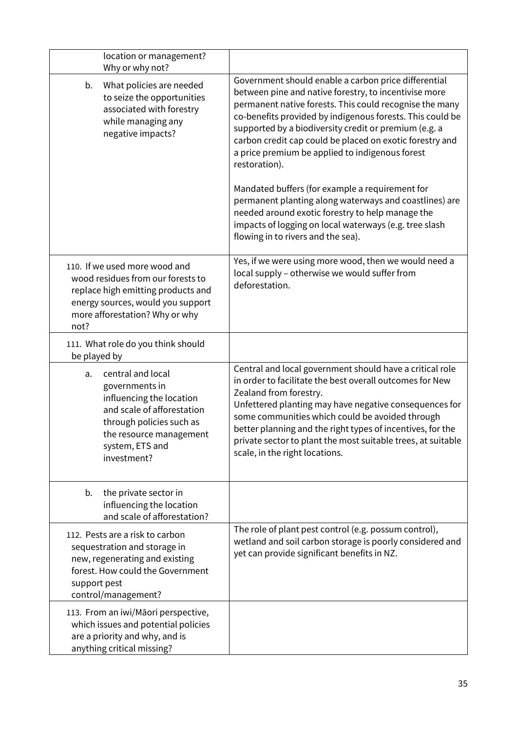| | |
|---|---|
| location or management? Why or why not? | |
| b. What policies are needed to seize the opportunities associated with forestry while managing any negative impacts? | Government should enable a carbon price differential between pine and native forestry, to incentivise more permanent native forests. This could recognise the many co-benefits provided by indigenous forests. This could be supported by a biodiversity credit or premium (e.g. a carbon credit cap could be placed on exotic forestry and a price premium be applied to indigenous forest restoration).<br><br>Mandated buffers (for example a requirement for permanent planting along waterways and coastlines) are needed around exotic forestry to help manage the impacts of logging on local waterways (e.g. tree slash flowing in to rivers and the sea). |
| 110. If we used more wood and wood residues from our forests to replace high emitting products and energy sources, would you support more afforestation? Why or why not? | Yes, if we were using more wood, then we would need a local supply – otherwise we would suffer from deforestation. |
| 111. What role do you think should be played by | |
| a. central and local governments in influencing the location and scale of afforestation through policies such as the resource management system, ETS and investment? | Central and local government should have a critical role in order to facilitate the best overall outcomes for New Zealand from forestry.<br>Unfettered planting may have negative consequences for some communities which could be avoided through better planning and the right types of incentives, for the private sector to plant the most suitable trees, at suitable scale, in the right locations. |
| b. the private sector in influencing the location and scale of afforestation? | |
| 112. Pests are a risk to carbon sequestration and storage in new, regenerating and existing forest. How could the Government support pest control/management? | The role of plant pest control (e.g. possum control), wetland and soil carbon storage is poorly considered and yet can provide significant benefits in NZ. |
| 113. From an iwi/Māori perspective, which issues and potential policies are a priority and why, and is anything critical missing? | |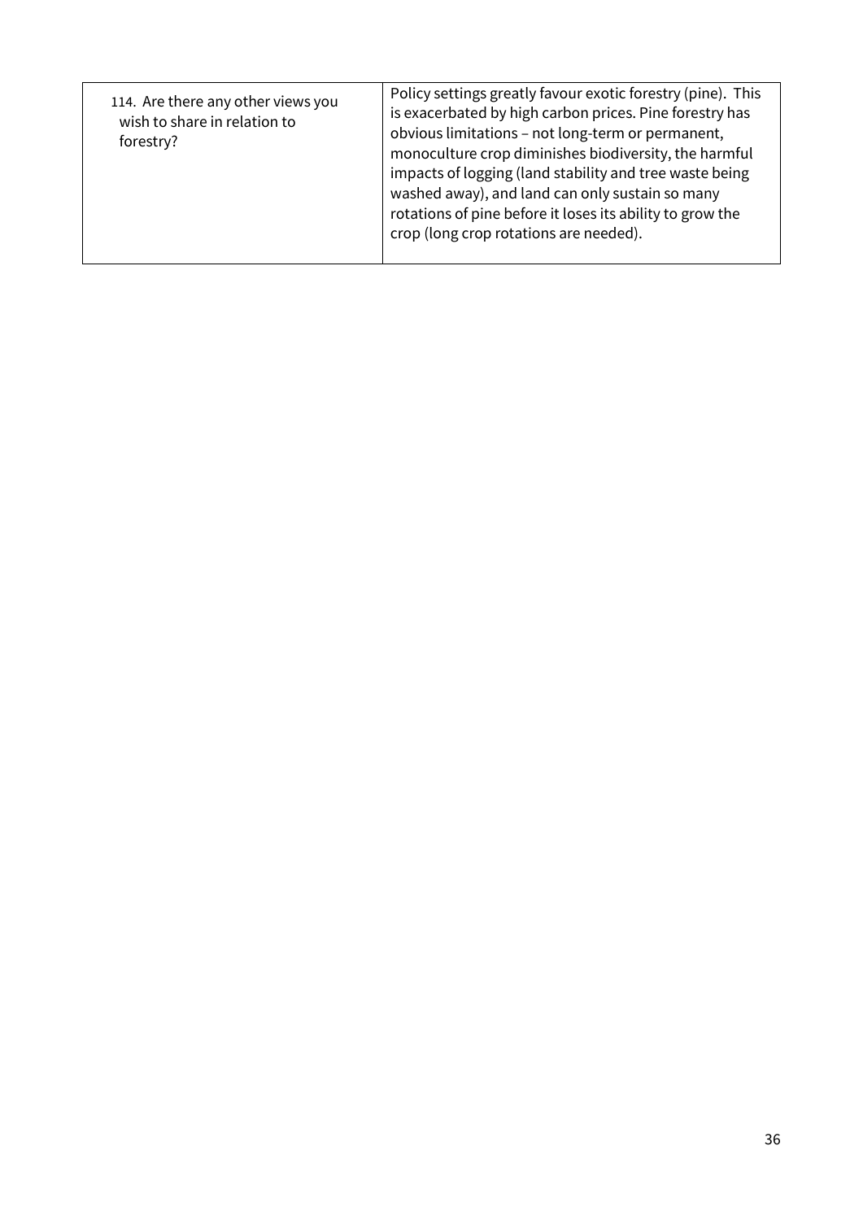| | |
|---|---|
| 114. Are there any other views you wish to share in relation to forestry? | Policy settings greatly favour exotic forestry (pine). This is exacerbated by high carbon prices. Pine forestry has obvious limitations – not long-term or permanent, monoculture crop diminishes biodiversity, the harmful impacts of logging (land stability and tree waste being washed away), and land can only sustain so many rotations of pine before it loses its ability to grow the crop (long crop rotations are needed). |